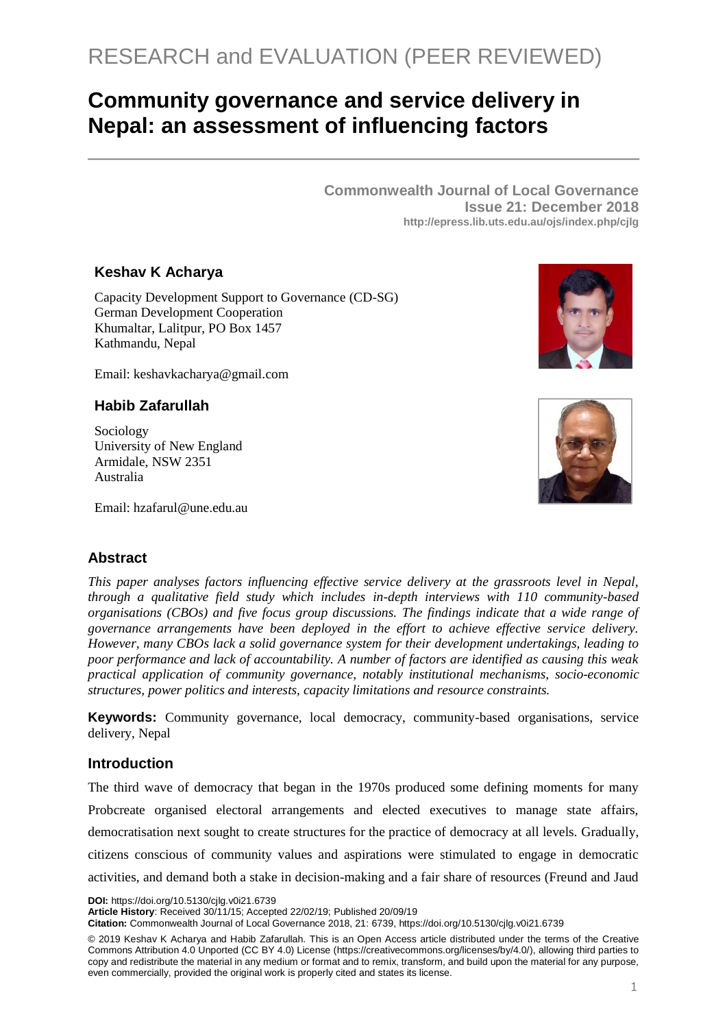RESEARCH and EVALUATION (PEER REVIEWED)

# Community governance and service delivery in Nepal: an assessment of influencing factors

**Commonwealth Journal of Local Governance**
**Issue 21: December 2018**
**http://epress.lib.uts.edu.au/ojs/index.php/cjlg**

### Keshav K Acharya

Capacity Development Support to Governance (CD-SG)
German Development Cooperation
Khumaltar, Lalitpur, PO Box 1457
Kathmandu, Nepal

Email: keshavkacharya@gmail.com

### Habib Zafarullah

Sociology
University of New England
Armidale, NSW 2351
Australia

Email: hzafarul@une.edu.au

## Abstract

*This paper analyses factors influencing effective service delivery at the grassroots level in Nepal, through a qualitative field study which includes in-depth interviews with 110 community-based organisations (CBOs) and five focus group discussions. The findings indicate that a wide range of governance arrangements have been deployed in the effort to achieve effective service delivery. However, many CBOs lack a solid governance system for their development undertakings, leading to poor performance and lack of accountability. A number of factors are identified as causing this weak practical application of community governance, notably institutional mechanisms, socio-economic structures, power politics and interests, capacity limitations and resource constraints.*

**Keywords:** Community governance, local democracy, community-based organisations, service delivery, Nepal

## Introduction

The third wave of democracy that began in the 1970s produced some defining moments for many Probcreate organised electoral arrangements and elected executives to manage state affairs, democratisation next sought to create structures for the practice of democracy at all levels. Gradually, citizens conscious of community values and aspirations were stimulated to engage in democratic activities, and demand both a stake in decision-making and a fair share of resources (Freund and Jaud

**DOI:** https://doi.org/10.5130/cjlg.v0i21.6739
**Article History**: Received 30/11/15; Accepted 22/02/19; Published 20/09/19
**Citation:** Commonwealth Journal of Local Governance 2018, 21: 6739, https://doi.org/10.5130/cjlg.v0i21.6739

© 2019 Keshav K Acharya and Habib Zafarullah. This is an Open Access article distributed under the terms of the Creative Commons Attribution 4.0 Unported (CC BY 4.0) License (https://creativecommons.org/licenses/by/4.0/), allowing third parties to copy and redistribute the material in any medium or format and to remix, transform, and build upon the material for any purpose, even commercially, provided the original work is properly cited and states its license.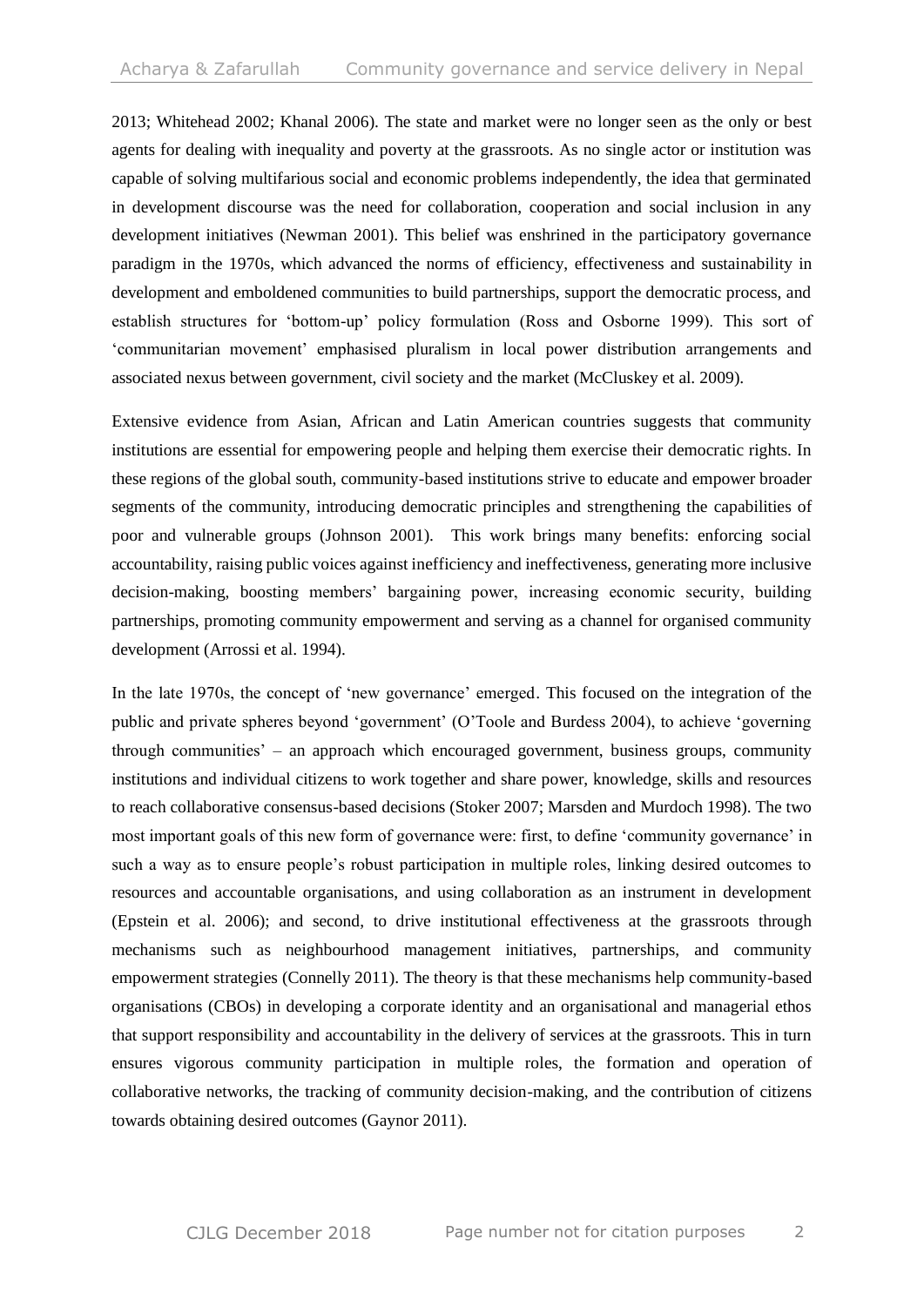2013; Whitehead 2002; Khanal 2006). The state and market were no longer seen as the only or best agents for dealing with inequality and poverty at the grassroots. As no single actor or institution was capable of solving multifarious social and economic problems independently, the idea that germinated in development discourse was the need for collaboration, cooperation and social inclusion in any development initiatives (Newman 2001). This belief was enshrined in the participatory governance paradigm in the 1970s, which advanced the norms of efficiency, effectiveness and sustainability in development and emboldened communities to build partnerships, support the democratic process, and establish structures for 'bottom-up' policy formulation (Ross and Osborne 1999). This sort of 'communitarian movement' emphasised pluralism in local power distribution arrangements and associated nexus between government, civil society and the market (McCluskey et al. 2009).

Extensive evidence from Asian, African and Latin American countries suggests that community institutions are essential for empowering people and helping them exercise their democratic rights. In these regions of the global south, community-based institutions strive to educate and empower broader segments of the community, introducing democratic principles and strengthening the capabilities of poor and vulnerable groups (Johnson 2001). This work brings many benefits: enforcing social accountability, raising public voices against inefficiency and ineffectiveness, generating more inclusive decision-making, boosting members' bargaining power, increasing economic security, building partnerships, promoting community empowerment and serving as a channel for organised community development (Arrossi et al. 1994).

In the late 1970s, the concept of 'new governance' emerged. This focused on the integration of the public and private spheres beyond 'government' (O'Toole and Burdess 2004), to achieve 'governing through communities' – an approach which encouraged government, business groups, community institutions and individual citizens to work together and share power, knowledge, skills and resources to reach collaborative consensus-based decisions (Stoker 2007; Marsden and Murdoch 1998). The two most important goals of this new form of governance were: first, to define 'community governance' in such a way as to ensure people's robust participation in multiple roles, linking desired outcomes to resources and accountable organisations, and using collaboration as an instrument in development (Epstein et al. 2006); and second, to drive institutional effectiveness at the grassroots through mechanisms such as neighbourhood management initiatives, partnerships, and community empowerment strategies (Connelly 2011). The theory is that these mechanisms help community-based organisations (CBOs) in developing a corporate identity and an organisational and managerial ethos that support responsibility and accountability in the delivery of services at the grassroots. This in turn ensures vigorous community participation in multiple roles, the formation and operation of collaborative networks, the tracking of community decision-making, and the contribution of citizens towards obtaining desired outcomes (Gaynor 2011).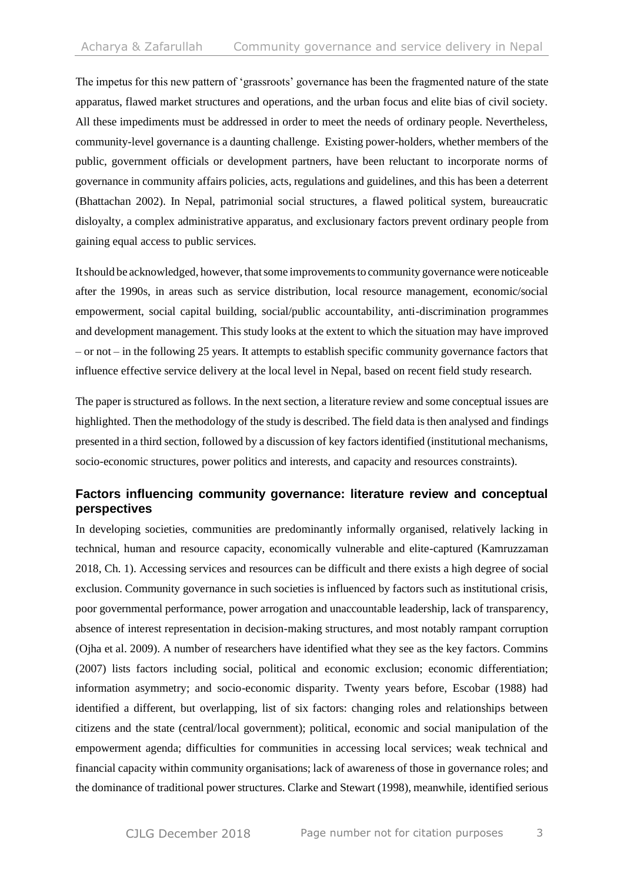The impetus for this new pattern of 'grassroots' governance has been the fragmented nature of the state apparatus, flawed market structures and operations, and the urban focus and elite bias of civil society. All these impediments must be addressed in order to meet the needs of ordinary people. Nevertheless, community-level governance is a daunting challenge. Existing power-holders, whether members of the public, government officials or development partners, have been reluctant to incorporate norms of governance in community affairs policies, acts, regulations and guidelines, and this has been a deterrent (Bhattachan 2002). In Nepal, patrimonial social structures, a flawed political system, bureaucratic disloyalty, a complex administrative apparatus, and exclusionary factors prevent ordinary people from gaining equal access to public services.

It should be acknowledged, however, that some improvements to community governance were noticeable after the 1990s, in areas such as service distribution, local resource management, economic/social empowerment, social capital building, social/public accountability, anti-discrimination programmes and development management. This study looks at the extent to which the situation may have improved – or not – in the following 25 years. It attempts to establish specific community governance factors that influence effective service delivery at the local level in Nepal, based on recent field study research.

The paper is structured as follows. In the next section, a literature review and some conceptual issues are highlighted. Then the methodology of the study is described. The field data is then analysed and findings presented in a third section, followed by a discussion of key factors identified (institutional mechanisms, socio-economic structures, power politics and interests, and capacity and resources constraints).

## Factors influencing community governance: literature review and conceptual perspectives

In developing societies, communities are predominantly informally organised, relatively lacking in technical, human and resource capacity, economically vulnerable and elite-captured (Kamruzzaman 2018, Ch. 1). Accessing services and resources can be difficult and there exists a high degree of social exclusion. Community governance in such societies is influenced by factors such as institutional crisis, poor governmental performance, power arrogation and unaccountable leadership, lack of transparency, absence of interest representation in decision-making structures, and most notably rampant corruption (Ojha et al. 2009). A number of researchers have identified what they see as the key factors. Commins (2007) lists factors including social, political and economic exclusion; economic differentiation; information asymmetry; and socio-economic disparity. Twenty years before, Escobar (1988) had identified a different, but overlapping, list of six factors: changing roles and relationships between citizens and the state (central/local government); political, economic and social manipulation of the empowerment agenda; difficulties for communities in accessing local services; weak technical and financial capacity within community organisations; lack of awareness of those in governance roles; and the dominance of traditional power structures. Clarke and Stewart (1998), meanwhile, identified serious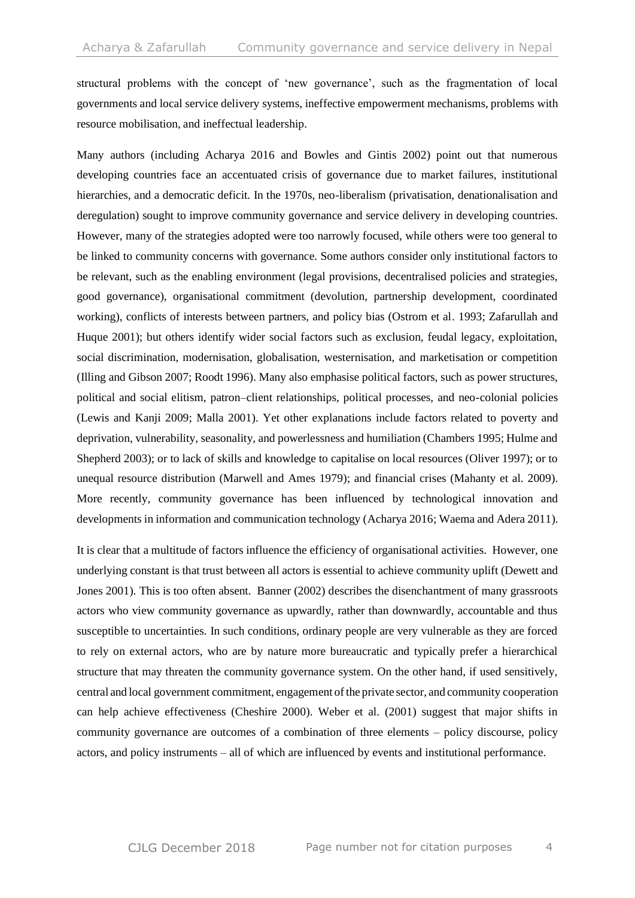structural problems with the concept of 'new governance', such as the fragmentation of local governments and local service delivery systems, ineffective empowerment mechanisms, problems with resource mobilisation, and ineffectual leadership.

Many authors (including Acharya 2016 and Bowles and Gintis 2002) point out that numerous developing countries face an accentuated crisis of governance due to market failures, institutional hierarchies, and a democratic deficit. In the 1970s, neo-liberalism (privatisation, denationalisation and deregulation) sought to improve community governance and service delivery in developing countries. However, many of the strategies adopted were too narrowly focused, while others were too general to be linked to community concerns with governance. Some authors consider only institutional factors to be relevant, such as the enabling environment (legal provisions, decentralised policies and strategies, good governance), organisational commitment (devolution, partnership development, coordinated working), conflicts of interests between partners, and policy bias (Ostrom et al. 1993; Zafarullah and Huque 2001); but others identify wider social factors such as exclusion, feudal legacy, exploitation, social discrimination, modernisation, globalisation, westernisation, and marketisation or competition (Illing and Gibson 2007; Roodt 1996). Many also emphasise political factors, such as power structures, political and social elitism, patron–client relationships, political processes, and neo-colonial policies (Lewis and Kanji 2009; Malla 2001). Yet other explanations include factors related to poverty and deprivation, vulnerability, seasonality, and powerlessness and humiliation (Chambers 1995; Hulme and Shepherd 2003); or to lack of skills and knowledge to capitalise on local resources (Oliver 1997); or to unequal resource distribution (Marwell and Ames 1979); and financial crises (Mahanty et al. 2009). More recently, community governance has been influenced by technological innovation and developments in information and communication technology (Acharya 2016; Waema and Adera 2011).

It is clear that a multitude of factors influence the efficiency of organisational activities. However, one underlying constant is that trust between all actors is essential to achieve community uplift (Dewett and Jones 2001). This is too often absent. Banner (2002) describes the disenchantment of many grassroots actors who view community governance as upwardly, rather than downwardly, accountable and thus susceptible to uncertainties. In such conditions, ordinary people are very vulnerable as they are forced to rely on external actors, who are by nature more bureaucratic and typically prefer a hierarchical structure that may threaten the community governance system. On the other hand, if used sensitively, central and local government commitment, engagement of the private sector, and community cooperation can help achieve effectiveness (Cheshire 2000). Weber et al. (2001) suggest that major shifts in community governance are outcomes of a combination of three elements – policy discourse, policy actors, and policy instruments – all of which are influenced by events and institutional performance.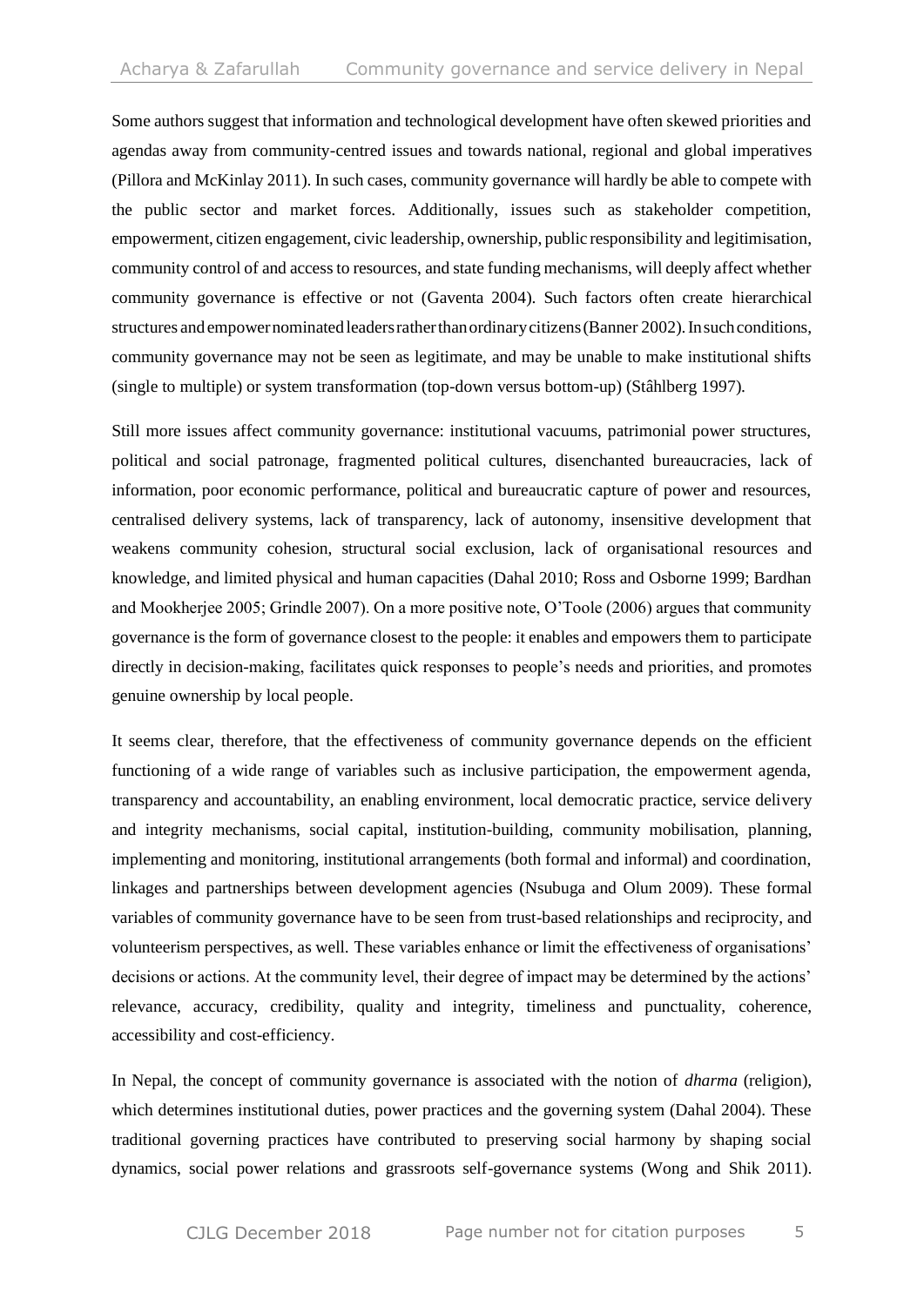Some authors suggest that information and technological development have often skewed priorities and agendas away from community-centred issues and towards national, regional and global imperatives (Pillora and McKinlay 2011). In such cases, community governance will hardly be able to compete with the public sector and market forces. Additionally, issues such as stakeholder competition, empowerment, citizen engagement, civic leadership, ownership, public responsibility and legitimisation, community control of and access to resources, and state funding mechanisms, will deeply affect whether community governance is effective or not (Gaventa 2004). Such factors often create hierarchical structures and empower nominated leaders rather than ordinary citizens (Banner 2002). In such conditions, community governance may not be seen as legitimate, and may be unable to make institutional shifts (single to multiple) or system transformation (top-down versus bottom-up) (Stâhlberg 1997).

Still more issues affect community governance: institutional vacuums, patrimonial power structures, political and social patronage, fragmented political cultures, disenchanted bureaucracies, lack of information, poor economic performance, political and bureaucratic capture of power and resources, centralised delivery systems, lack of transparency, lack of autonomy, insensitive development that weakens community cohesion, structural social exclusion, lack of organisational resources and knowledge, and limited physical and human capacities (Dahal 2010; Ross and Osborne 1999; Bardhan and Mookherjee 2005; Grindle 2007). On a more positive note, O'Toole (2006) argues that community governance is the form of governance closest to the people: it enables and empowers them to participate directly in decision-making, facilitates quick responses to people's needs and priorities, and promotes genuine ownership by local people.

It seems clear, therefore, that the effectiveness of community governance depends on the efficient functioning of a wide range of variables such as inclusive participation, the empowerment agenda, transparency and accountability, an enabling environment, local democratic practice, service delivery and integrity mechanisms, social capital, institution-building, community mobilisation, planning, implementing and monitoring, institutional arrangements (both formal and informal) and coordination, linkages and partnerships between development agencies (Nsubuga and Olum 2009). These formal variables of community governance have to be seen from trust-based relationships and reciprocity, and volunteerism perspectives, as well. These variables enhance or limit the effectiveness of organisations' decisions or actions. At the community level, their degree of impact may be determined by the actions' relevance, accuracy, credibility, quality and integrity, timeliness and punctuality, coherence, accessibility and cost-efficiency.

In Nepal, the concept of community governance is associated with the notion of *dharma* (religion), which determines institutional duties, power practices and the governing system (Dahal 2004). These traditional governing practices have contributed to preserving social harmony by shaping social dynamics, social power relations and grassroots self-governance systems (Wong and Shik 2011).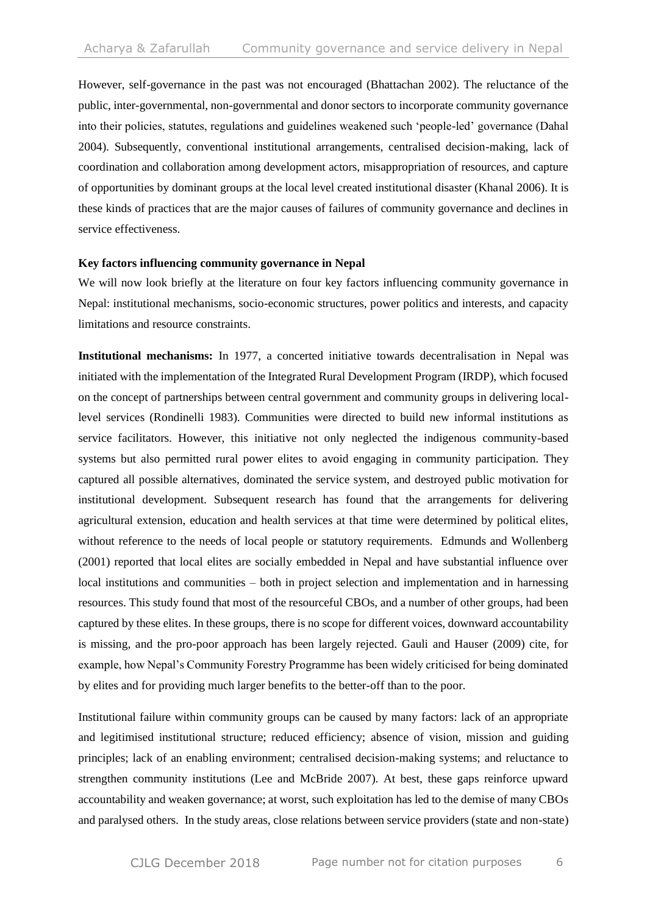However, self-governance in the past was not encouraged (Bhattachan 2002). The reluctance of the public, inter-governmental, non-governmental and donor sectors to incorporate community governance into their policies, statutes, regulations and guidelines weakened such 'people-led' governance (Dahal 2004). Subsequently, conventional institutional arrangements, centralised decision-making, lack of coordination and collaboration among development actors, misappropriation of resources, and capture of opportunities by dominant groups at the local level created institutional disaster (Khanal 2006). It is these kinds of practices that are the major causes of failures of community governance and declines in service effectiveness.

### Key factors influencing community governance in Nepal

We will now look briefly at the literature on four key factors influencing community governance in Nepal: institutional mechanisms, socio-economic structures, power politics and interests, and capacity limitations and resource constraints.

**Institutional mechanisms:** In 1977, a concerted initiative towards decentralisation in Nepal was initiated with the implementation of the Integrated Rural Development Program (IRDP), which focused on the concept of partnerships between central government and community groups in delivering local-level services (Rondinelli 1983). Communities were directed to build new informal institutions as service facilitators. However, this initiative not only neglected the indigenous community-based systems but also permitted rural power elites to avoid engaging in community participation. They captured all possible alternatives, dominated the service system, and destroyed public motivation for institutional development. Subsequent research has found that the arrangements for delivering agricultural extension, education and health services at that time were determined by political elites, without reference to the needs of local people or statutory requirements. Edmunds and Wollenberg (2001) reported that local elites are socially embedded in Nepal and have substantial influence over local institutions and communities – both in project selection and implementation and in harnessing resources. This study found that most of the resourceful CBOs, and a number of other groups, had been captured by these elites. In these groups, there is no scope for different voices, downward accountability is missing, and the pro-poor approach has been largely rejected. Gauli and Hauser (2009) cite, for example, how Nepal's Community Forestry Programme has been widely criticised for being dominated by elites and for providing much larger benefits to the better-off than to the poor.

Institutional failure within community groups can be caused by many factors: lack of an appropriate and legitimised institutional structure; reduced efficiency; absence of vision, mission and guiding principles; lack of an enabling environment; centralised decision-making systems; and reluctance to strengthen community institutions (Lee and McBride 2007). At best, these gaps reinforce upward accountability and weaken governance; at worst, such exploitation has led to the demise of many CBOs and paralysed others. In the study areas, close relations between service providers (state and non-state)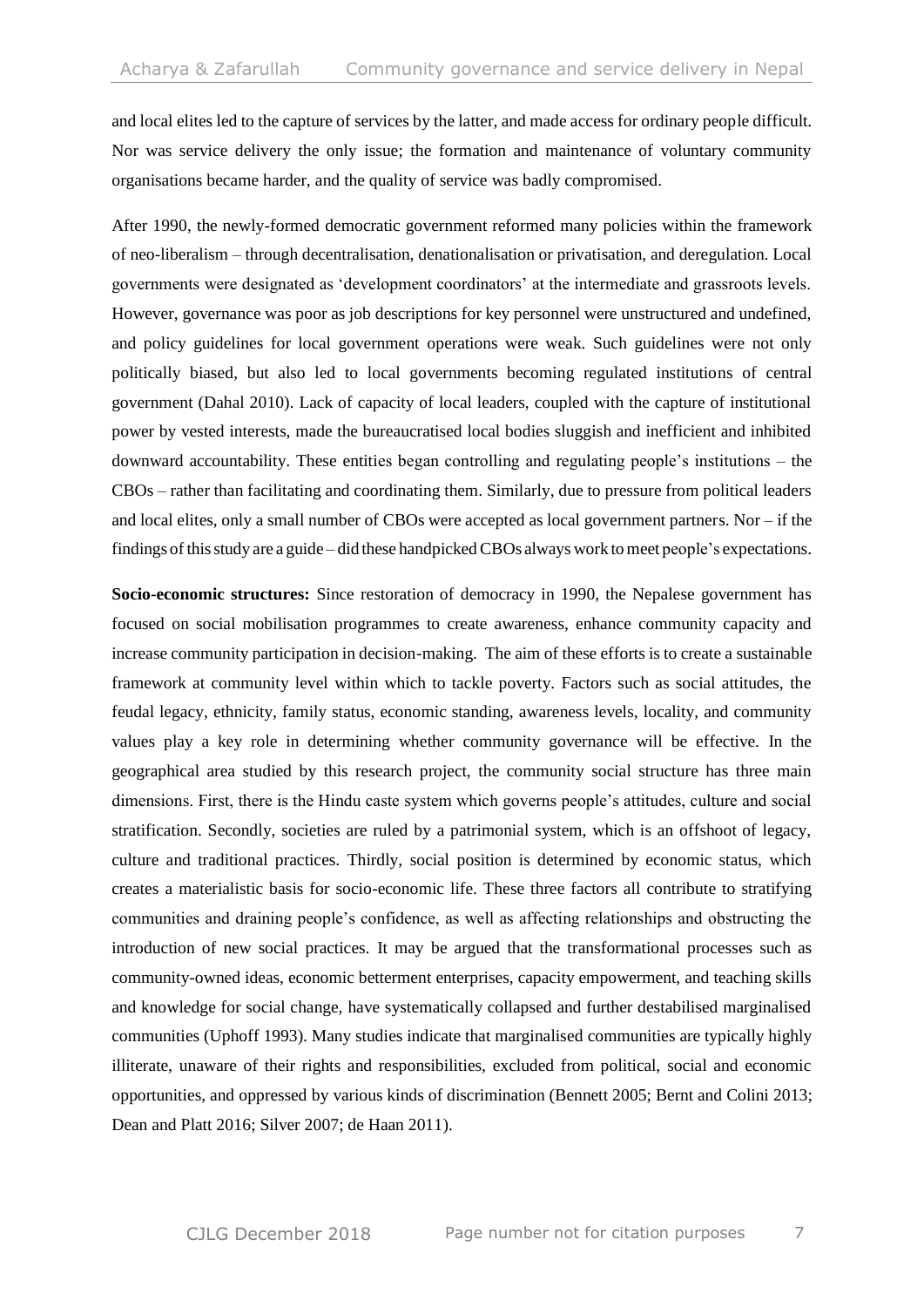and local elites led to the capture of services by the latter, and made access for ordinary people difficult. Nor was service delivery the only issue; the formation and maintenance of voluntary community organisations became harder, and the quality of service was badly compromised.

After 1990, the newly-formed democratic government reformed many policies within the framework of neo-liberalism – through decentralisation, denationalisation or privatisation, and deregulation. Local governments were designated as 'development coordinators' at the intermediate and grassroots levels. However, governance was poor as job descriptions for key personnel were unstructured and undefined, and policy guidelines for local government operations were weak. Such guidelines were not only politically biased, but also led to local governments becoming regulated institutions of central government (Dahal 2010). Lack of capacity of local leaders, coupled with the capture of institutional power by vested interests, made the bureaucratised local bodies sluggish and inefficient and inhibited downward accountability. These entities began controlling and regulating people's institutions – the CBOs – rather than facilitating and coordinating them. Similarly, due to pressure from political leaders and local elites, only a small number of CBOs were accepted as local government partners. Nor – if the findings of this study are a guide – did these handpicked CBOs always work to meet people's expectations.

**Socio-economic structures:** Since restoration of democracy in 1990, the Nepalese government has focused on social mobilisation programmes to create awareness, enhance community capacity and increase community participation in decision-making. The aim of these efforts is to create a sustainable framework at community level within which to tackle poverty. Factors such as social attitudes, the feudal legacy, ethnicity, family status, economic standing, awareness levels, locality, and community values play a key role in determining whether community governance will be effective. In the geographical area studied by this research project, the community social structure has three main dimensions. First, there is the Hindu caste system which governs people's attitudes, culture and social stratification. Secondly, societies are ruled by a patrimonial system, which is an offshoot of legacy, culture and traditional practices. Thirdly, social position is determined by economic status, which creates a materialistic basis for socio-economic life. These three factors all contribute to stratifying communities and draining people's confidence, as well as affecting relationships and obstructing the introduction of new social practices. It may be argued that the transformational processes such as community-owned ideas, economic betterment enterprises, capacity empowerment, and teaching skills and knowledge for social change, have systematically collapsed and further destabilised marginalised communities (Uphoff 1993). Many studies indicate that marginalised communities are typically highly illiterate, unaware of their rights and responsibilities, excluded from political, social and economic opportunities, and oppressed by various kinds of discrimination (Bennett 2005; Bernt and Colini 2013; Dean and Platt 2016; Silver 2007; de Haan 2011).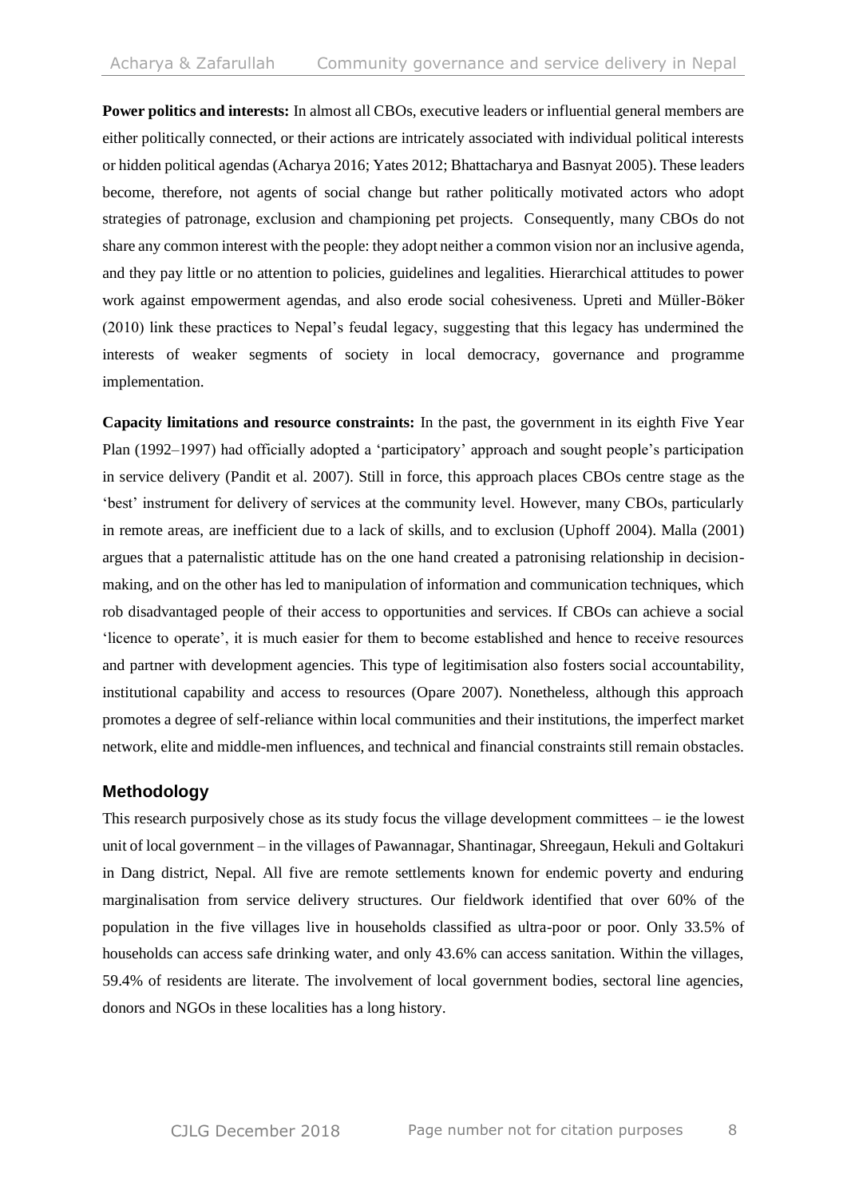**Power politics and interests:** In almost all CBOs, executive leaders or influential general members are either politically connected, or their actions are intricately associated with individual political interests or hidden political agendas (Acharya 2016; Yates 2012; Bhattacharya and Basnyat 2005). These leaders become, therefore, not agents of social change but rather politically motivated actors who adopt strategies of patronage, exclusion and championing pet projects. Consequently, many CBOs do not share any common interest with the people: they adopt neither a common vision nor an inclusive agenda, and they pay little or no attention to policies, guidelines and legalities. Hierarchical attitudes to power work against empowerment agendas, and also erode social cohesiveness. Upreti and Müller-Böker (2010) link these practices to Nepal's feudal legacy, suggesting that this legacy has undermined the interests of weaker segments of society in local democracy, governance and programme implementation.

**Capacity limitations and resource constraints:** In the past, the government in its eighth Five Year Plan (1992–1997) had officially adopted a 'participatory' approach and sought people's participation in service delivery (Pandit et al. 2007). Still in force, this approach places CBOs centre stage as the 'best' instrument for delivery of services at the community level. However, many CBOs, particularly in remote areas, are inefficient due to a lack of skills, and to exclusion (Uphoff 2004). Malla (2001) argues that a paternalistic attitude has on the one hand created a patronising relationship in decision-making, and on the other has led to manipulation of information and communication techniques, which rob disadvantaged people of their access to opportunities and services. If CBOs can achieve a social 'licence to operate', it is much easier for them to become established and hence to receive resources and partner with development agencies. This type of legitimisation also fosters social accountability, institutional capability and access to resources (Opare 2007). Nonetheless, although this approach promotes a degree of self-reliance within local communities and their institutions, the imperfect market network, elite and middle-men influences, and technical and financial constraints still remain obstacles.

## Methodology

This research purposively chose as its study focus the village development committees – ie the lowest unit of local government – in the villages of Pawannagar, Shantinagar, Shreegaun, Hekuli and Goltakuri in Dang district, Nepal. All five are remote settlements known for endemic poverty and enduring marginalisation from service delivery structures. Our fieldwork identified that over 60% of the population in the five villages live in households classified as ultra-poor or poor. Only 33.5% of households can access safe drinking water, and only 43.6% can access sanitation. Within the villages, 59.4% of residents are literate. The involvement of local government bodies, sectoral line agencies, donors and NGOs in these localities has a long history.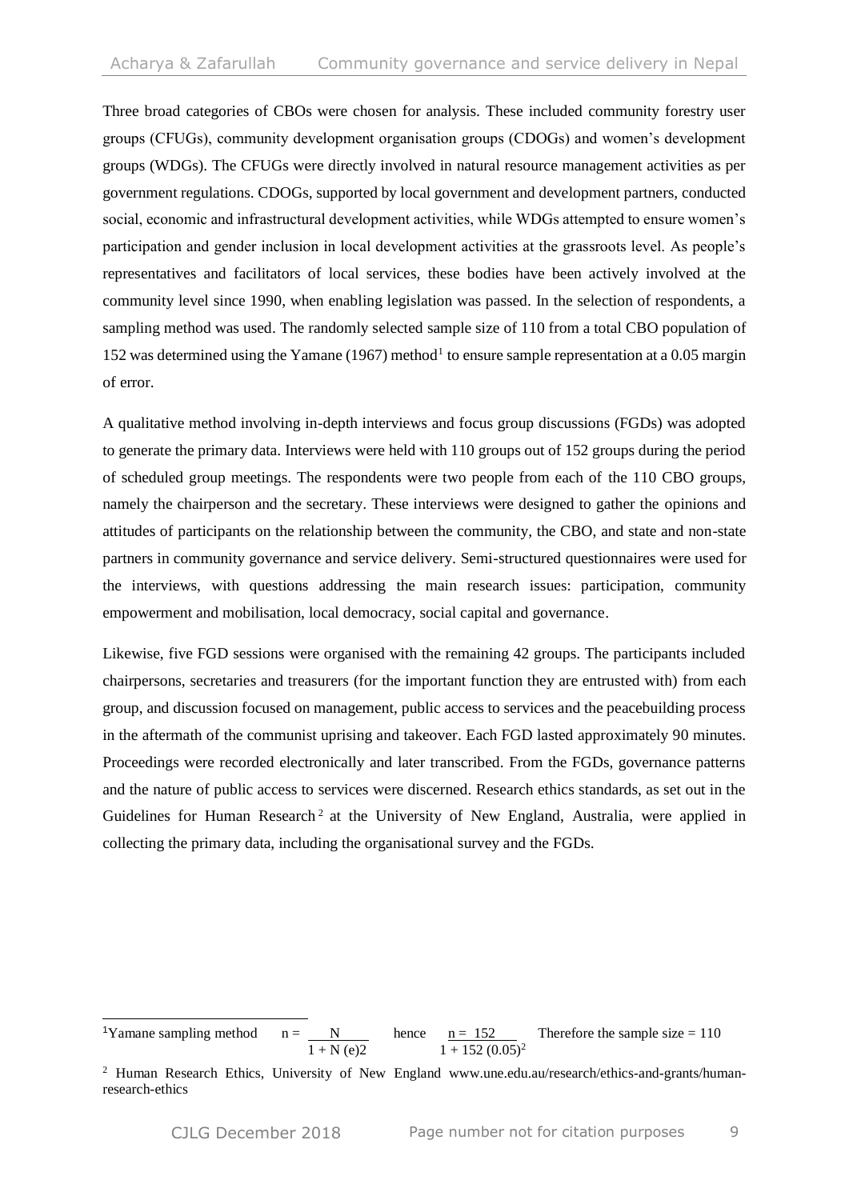Three broad categories of CBOs were chosen for analysis. These included community forestry user groups (CFUGs), community development organisation groups (CDOGs) and women's development groups (WDGs). The CFUGs were directly involved in natural resource management activities as per government regulations. CDOGs, supported by local government and development partners, conducted social, economic and infrastructural development activities, while WDGs attempted to ensure women's participation and gender inclusion in local development activities at the grassroots level. As people's representatives and facilitators of local services, these bodies have been actively involved at the community level since 1990, when enabling legislation was passed. In the selection of respondents, a sampling method was used. The randomly selected sample size of 110 from a total CBO population of 152 was determined using the Yamane (1967) method[1] to ensure sample representation at a 0.05 margin of error.

A qualitative method involving in-depth interviews and focus group discussions (FGDs) was adopted to generate the primary data. Interviews were held with 110 groups out of 152 groups during the period of scheduled group meetings. The respondents were two people from each of the 110 CBO groups, namely the chairperson and the secretary. These interviews were designed to gather the opinions and attitudes of participants on the relationship between the community, the CBO, and state and non-state partners in community governance and service delivery. Semi-structured questionnaires were used for the interviews, with questions addressing the main research issues: participation, community empowerment and mobilisation, local democracy, social capital and governance.

Likewise, five FGD sessions were organised with the remaining 42 groups. The participants included chairpersons, secretaries and treasurers (for the important function they are entrusted with) from each group, and discussion focused on management, public access to services and the peacebuilding process in the aftermath of the communist uprising and takeover. Each FGD lasted approximately 90 minutes. Proceedings were recorded electronically and later transcribed. From the FGDs, governance patterns and the nature of public access to services were discerned. Research ethics standards, as set out in the Guidelines for Human Research[2] at the University of New England, Australia, were applied in collecting the primary data, including the organisational survey and the FGDs.

---

[1] Yamane sampling method $n = \frac{N}{1 + N(e)2}$ hence $n = \frac{152}{1 + 152\,(0.05)^2}$ Therefore the sample size = 110

[2] Human Research Ethics, University of New England www.une.edu.au/research/ethics-and-grants/human-research-ethics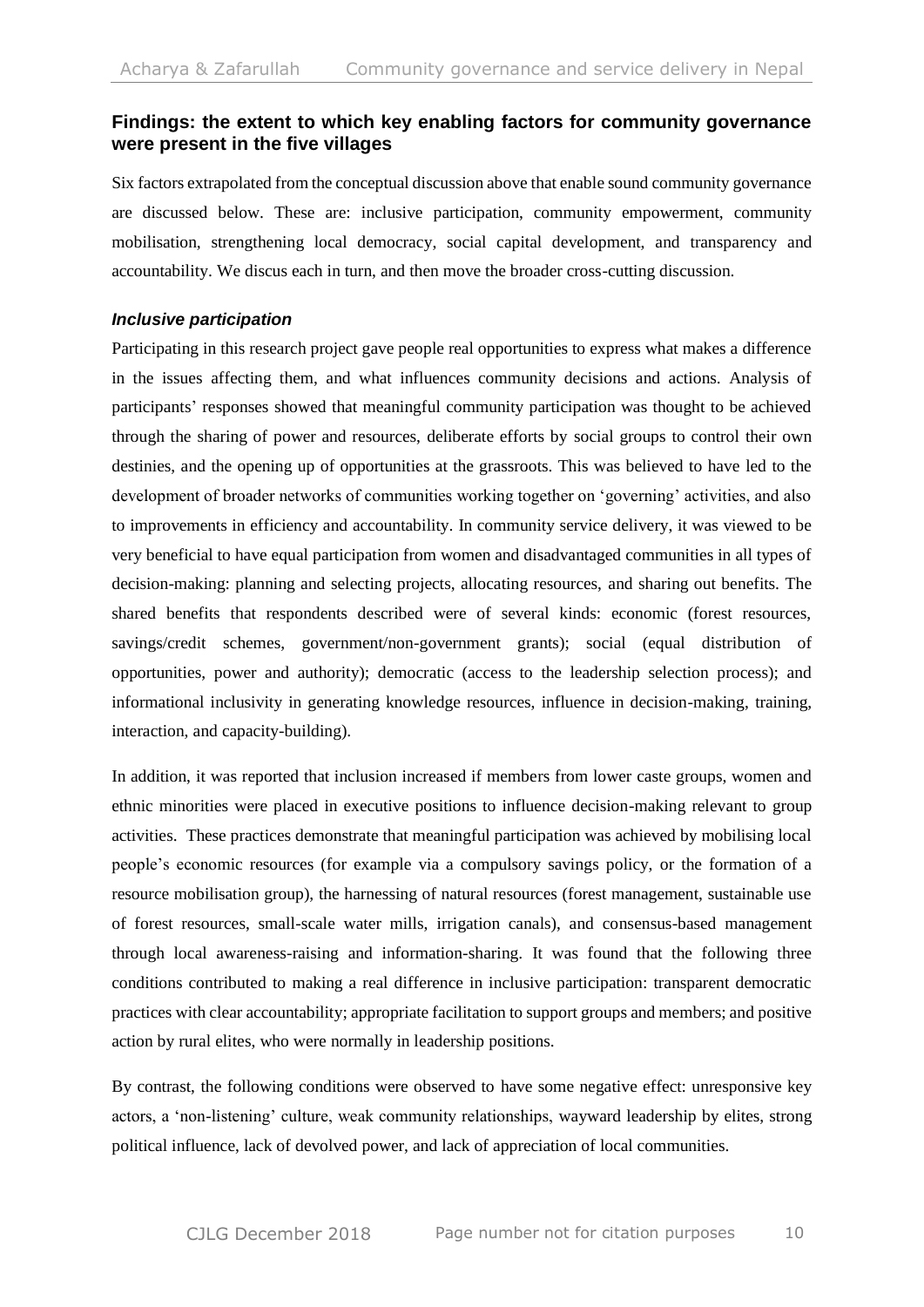## Findings: the extent to which key enabling factors for community governance were present in the five villages

Six factors extrapolated from the conceptual discussion above that enable sound community governance are discussed below. These are: inclusive participation, community empowerment, community mobilisation, strengthening local democracy, social capital development, and transparency and accountability. We discus each in turn, and then move the broader cross-cutting discussion.

### *Inclusive participation*

Participating in this research project gave people real opportunities to express what makes a difference in the issues affecting them, and what influences community decisions and actions. Analysis of participants' responses showed that meaningful community participation was thought to be achieved through the sharing of power and resources, deliberate efforts by social groups to control their own destinies, and the opening up of opportunities at the grassroots. This was believed to have led to the development of broader networks of communities working together on 'governing' activities, and also to improvements in efficiency and accountability. In community service delivery, it was viewed to be very beneficial to have equal participation from women and disadvantaged communities in all types of decision-making: planning and selecting projects, allocating resources, and sharing out benefits. The shared benefits that respondents described were of several kinds: economic (forest resources, savings/credit schemes, government/non-government grants); social (equal distribution of opportunities, power and authority); democratic (access to the leadership selection process); and informational inclusivity in generating knowledge resources, influence in decision-making, training, interaction, and capacity-building).

In addition, it was reported that inclusion increased if members from lower caste groups, women and ethnic minorities were placed in executive positions to influence decision-making relevant to group activities. These practices demonstrate that meaningful participation was achieved by mobilising local people's economic resources (for example via a compulsory savings policy, or the formation of a resource mobilisation group), the harnessing of natural resources (forest management, sustainable use of forest resources, small-scale water mills, irrigation canals), and consensus-based management through local awareness-raising and information-sharing. It was found that the following three conditions contributed to making a real difference in inclusive participation: transparent democratic practices with clear accountability; appropriate facilitation to support groups and members; and positive action by rural elites, who were normally in leadership positions.

By contrast, the following conditions were observed to have some negative effect: unresponsive key actors, a 'non-listening' culture, weak community relationships, wayward leadership by elites, strong political influence, lack of devolved power, and lack of appreciation of local communities.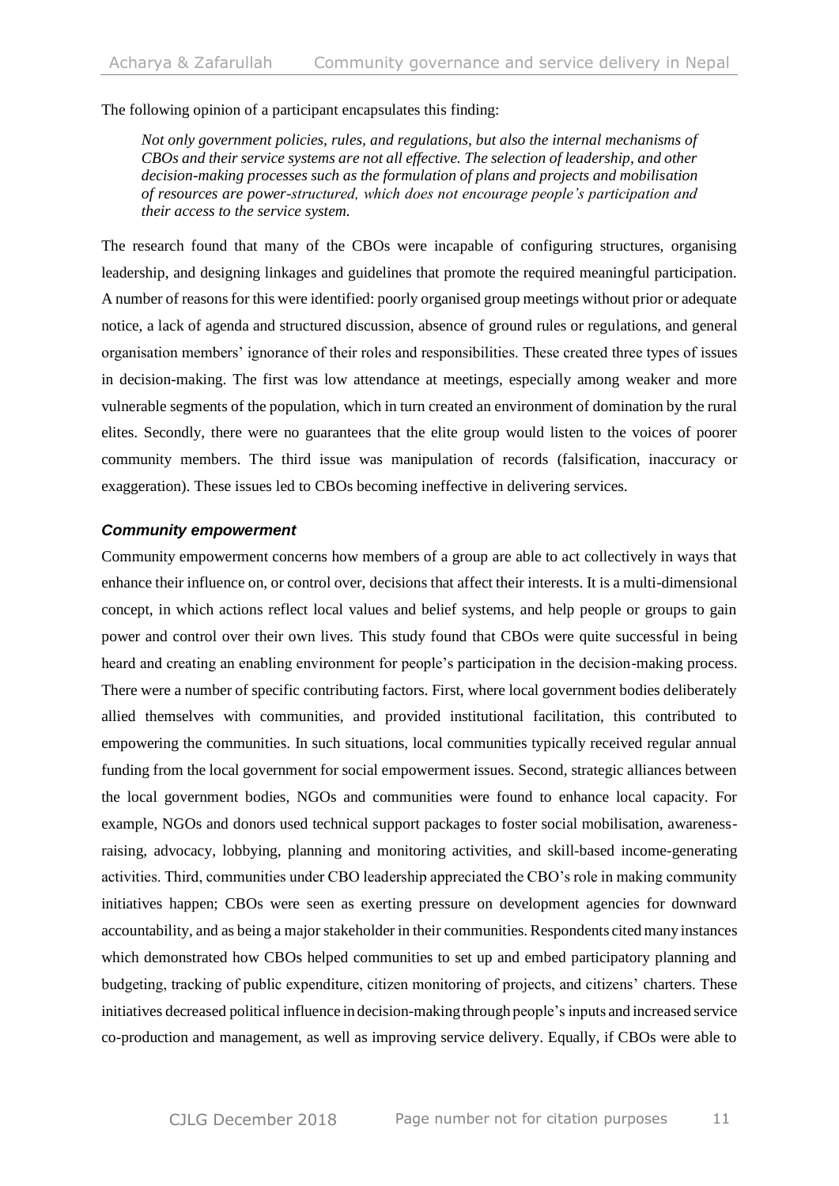The following opinion of a participant encapsulates this finding:

> *Not only government policies, rules, and regulations, but also the internal mechanisms of CBOs and their service systems are not all effective. The selection of leadership, and other decision-making processes such as the formulation of plans and projects and mobilisation of resources are power-structured, which does not encourage people's participation and their access to the service system.*

The research found that many of the CBOs were incapable of configuring structures, organising leadership, and designing linkages and guidelines that promote the required meaningful participation. A number of reasons for this were identified: poorly organised group meetings without prior or adequate notice, a lack of agenda and structured discussion, absence of ground rules or regulations, and general organisation members' ignorance of their roles and responsibilities. These created three types of issues in decision-making. The first was low attendance at meetings, especially among weaker and more vulnerable segments of the population, which in turn created an environment of domination by the rural elites. Secondly, there were no guarantees that the elite group would listen to the voices of poorer community members. The third issue was manipulation of records (falsification, inaccuracy or exaggeration). These issues led to CBOs becoming ineffective in delivering services.

### *Community empowerment*

Community empowerment concerns how members of a group are able to act collectively in ways that enhance their influence on, or control over, decisions that affect their interests. It is a multi-dimensional concept, in which actions reflect local values and belief systems, and help people or groups to gain power and control over their own lives. This study found that CBOs were quite successful in being heard and creating an enabling environment for people's participation in the decision-making process. There were a number of specific contributing factors. First, where local government bodies deliberately allied themselves with communities, and provided institutional facilitation, this contributed to empowering the communities. In such situations, local communities typically received regular annual funding from the local government for social empowerment issues. Second, strategic alliances between the local government bodies, NGOs and communities were found to enhance local capacity. For example, NGOs and donors used technical support packages to foster social mobilisation, awareness-raising, advocacy, lobbying, planning and monitoring activities, and skill-based income-generating activities. Third, communities under CBO leadership appreciated the CBO's role in making community initiatives happen; CBOs were seen as exerting pressure on development agencies for downward accountability, and as being a major stakeholder in their communities. Respondents cited many instances which demonstrated how CBOs helped communities to set up and embed participatory planning and budgeting, tracking of public expenditure, citizen monitoring of projects, and citizens' charters. These initiatives decreased political influence in decision-making through people's inputs and increased service co-production and management, as well as improving service delivery. Equally, if CBOs were able to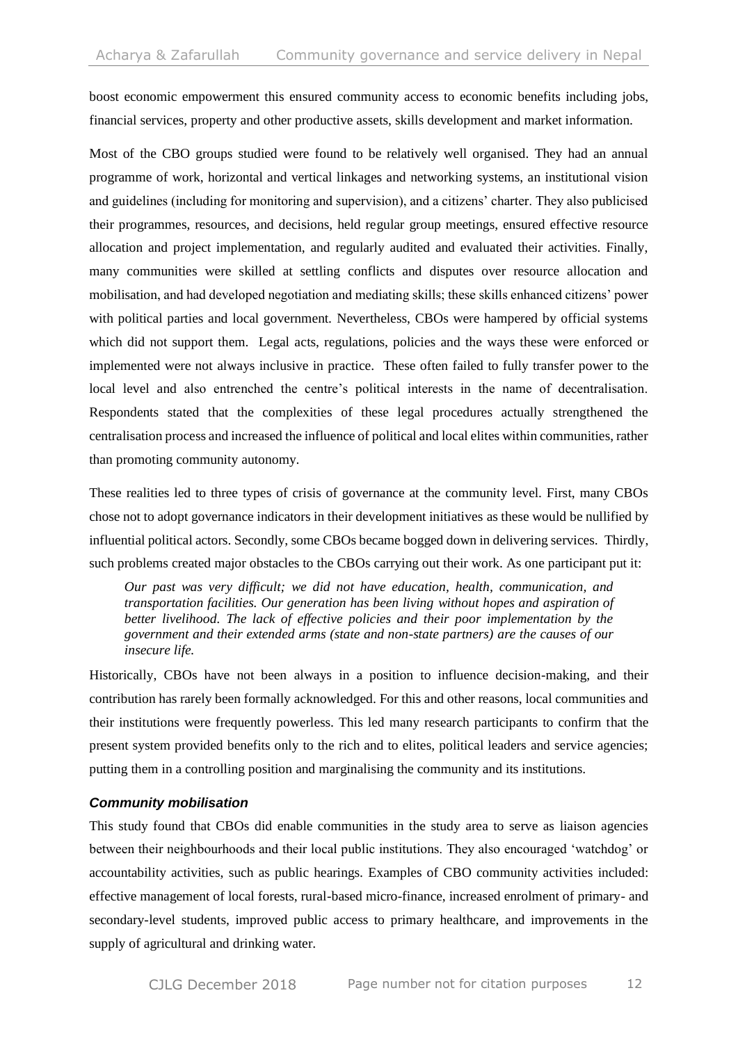boost economic empowerment this ensured community access to economic benefits including jobs, financial services, property and other productive assets, skills development and market information.

Most of the CBO groups studied were found to be relatively well organised. They had an annual programme of work, horizontal and vertical linkages and networking systems, an institutional vision and guidelines (including for monitoring and supervision), and a citizens' charter. They also publicised their programmes, resources, and decisions, held regular group meetings, ensured effective resource allocation and project implementation, and regularly audited and evaluated their activities. Finally, many communities were skilled at settling conflicts and disputes over resource allocation and mobilisation, and had developed negotiation and mediating skills; these skills enhanced citizens' power with political parties and local government. Nevertheless, CBOs were hampered by official systems which did not support them. Legal acts, regulations, policies and the ways these were enforced or implemented were not always inclusive in practice. These often failed to fully transfer power to the local level and also entrenched the centre's political interests in the name of decentralisation. Respondents stated that the complexities of these legal procedures actually strengthened the centralisation process and increased the influence of political and local elites within communities, rather than promoting community autonomy.

These realities led to three types of crisis of governance at the community level. First, many CBOs chose not to adopt governance indicators in their development initiatives as these would be nullified by influential political actors. Secondly, some CBOs became bogged down in delivering services. Thirdly, such problems created major obstacles to the CBOs carrying out their work. As one participant put it:

> *Our past was very difficult; we did not have education, health, communication, and transportation facilities. Our generation has been living without hopes and aspiration of better livelihood. The lack of effective policies and their poor implementation by the government and their extended arms (state and non-state partners) are the causes of our insecure life.*

Historically, CBOs have not been always in a position to influence decision-making, and their contribution has rarely been formally acknowledged. For this and other reasons, local communities and their institutions were frequently powerless. This led many research participants to confirm that the present system provided benefits only to the rich and to elites, political leaders and service agencies; putting them in a controlling position and marginalising the community and its institutions.

### *Community mobilisation*

This study found that CBOs did enable communities in the study area to serve as liaison agencies between their neighbourhoods and their local public institutions. They also encouraged 'watchdog' or accountability activities, such as public hearings. Examples of CBO community activities included: effective management of local forests, rural-based micro-finance, increased enrolment of primary- and secondary-level students, improved public access to primary healthcare, and improvements in the supply of agricultural and drinking water.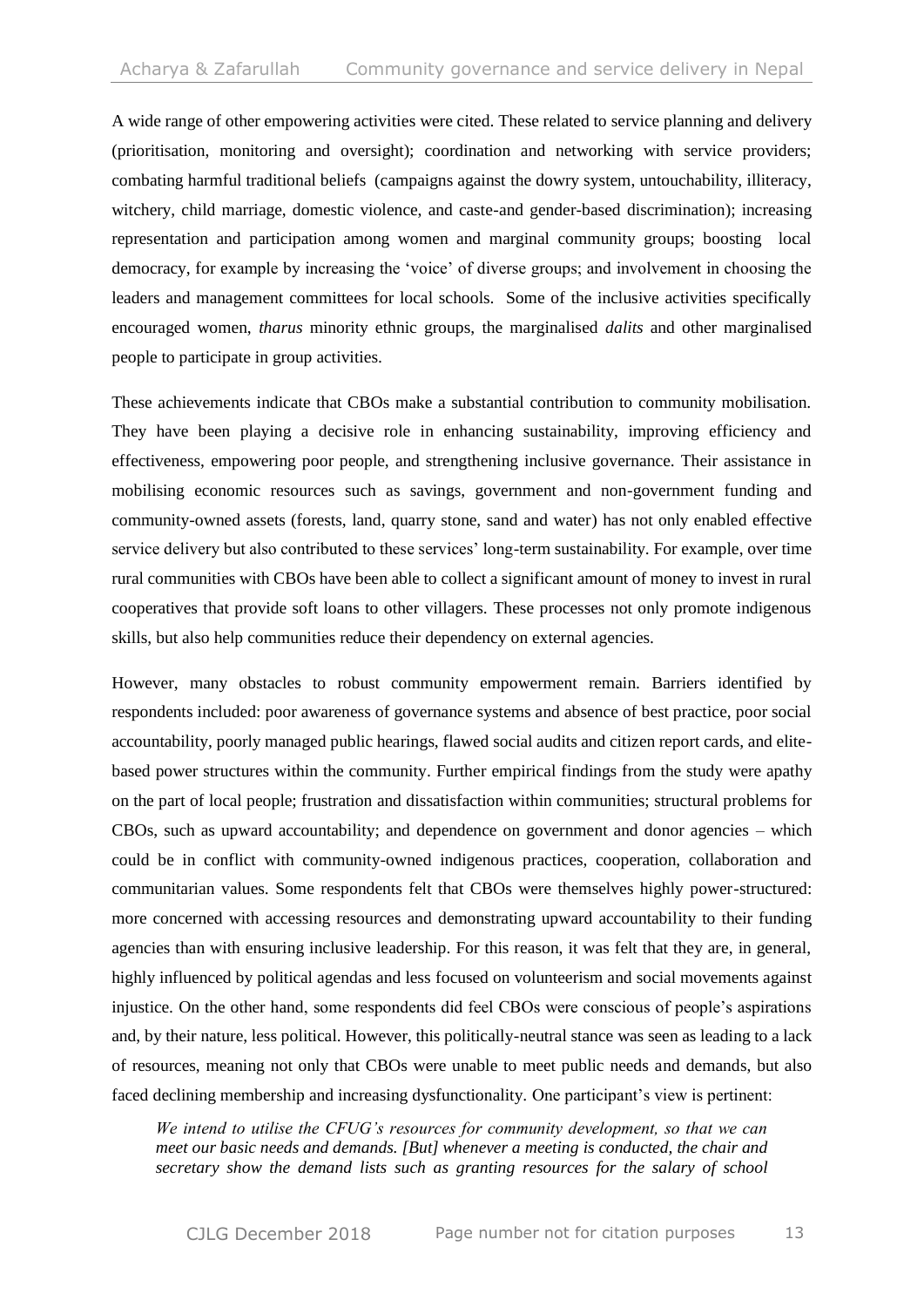A wide range of other empowering activities were cited. These related to service planning and delivery (prioritisation, monitoring and oversight); coordination and networking with service providers; combating harmful traditional beliefs (campaigns against the dowry system, untouchability, illiteracy, witchery, child marriage, domestic violence, and caste-and gender-based discrimination); increasing representation and participation among women and marginal community groups; boosting local democracy, for example by increasing the 'voice' of diverse groups; and involvement in choosing the leaders and management committees for local schools. Some of the inclusive activities specifically encouraged women, *tharus* minority ethnic groups, the marginalised *dalits* and other marginalised people to participate in group activities.

These achievements indicate that CBOs make a substantial contribution to community mobilisation. They have been playing a decisive role in enhancing sustainability, improving efficiency and effectiveness, empowering poor people, and strengthening inclusive governance. Their assistance in mobilising economic resources such as savings, government and non-government funding and community-owned assets (forests, land, quarry stone, sand and water) has not only enabled effective service delivery but also contributed to these services' long-term sustainability. For example, over time rural communities with CBOs have been able to collect a significant amount of money to invest in rural cooperatives that provide soft loans to other villagers. These processes not only promote indigenous skills, but also help communities reduce their dependency on external agencies.

However, many obstacles to robust community empowerment remain. Barriers identified by respondents included: poor awareness of governance systems and absence of best practice, poor social accountability, poorly managed public hearings, flawed social audits and citizen report cards, and elite-based power structures within the community. Further empirical findings from the study were apathy on the part of local people; frustration and dissatisfaction within communities; structural problems for CBOs, such as upward accountability; and dependence on government and donor agencies – which could be in conflict with community-owned indigenous practices, cooperation, collaboration and communitarian values. Some respondents felt that CBOs were themselves highly power-structured: more concerned with accessing resources and demonstrating upward accountability to their funding agencies than with ensuring inclusive leadership. For this reason, it was felt that they are, in general, highly influenced by political agendas and less focused on volunteerism and social movements against injustice. On the other hand, some respondents did feel CBOs were conscious of people's aspirations and, by their nature, less political. However, this politically-neutral stance was seen as leading to a lack of resources, meaning not only that CBOs were unable to meet public needs and demands, but also faced declining membership and increasing dysfunctionality. One participant's view is pertinent:

> *We intend to utilise the CFUG's resources for community development, so that we can meet our basic needs and demands. [But] whenever a meeting is conducted, the chair and secretary show the demand lists such as granting resources for the salary of school*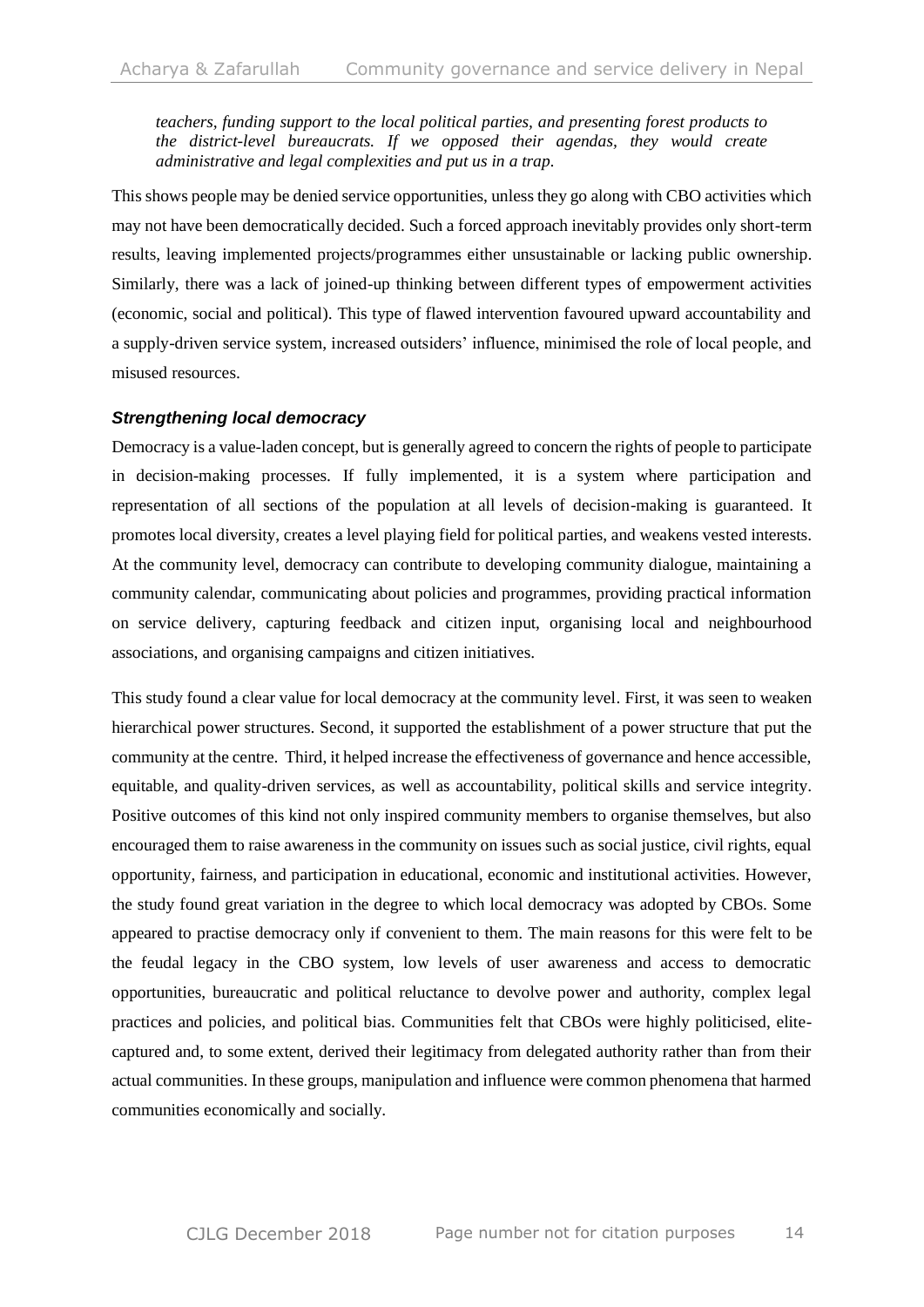*teachers, funding support to the local political parties, and presenting forest products to the district-level bureaucrats. If we opposed their agendas, they would create administrative and legal complexities and put us in a trap.*

This shows people may be denied service opportunities, unless they go along with CBO activities which may not have been democratically decided. Such a forced approach inevitably provides only short-term results, leaving implemented projects/programmes either unsustainable or lacking public ownership. Similarly, there was a lack of joined-up thinking between different types of empowerment activities (economic, social and political). This type of flawed intervention favoured upward accountability and a supply-driven service system, increased outsiders' influence, minimised the role of local people, and misused resources.

### *Strengthening local democracy*

Democracy is a value-laden concept, but is generally agreed to concern the rights of people to participate in decision-making processes. If fully implemented, it is a system where participation and representation of all sections of the population at all levels of decision-making is guaranteed. It promotes local diversity, creates a level playing field for political parties, and weakens vested interests. At the community level, democracy can contribute to developing community dialogue, maintaining a community calendar, communicating about policies and programmes, providing practical information on service delivery, capturing feedback and citizen input, organising local and neighbourhood associations, and organising campaigns and citizen initiatives.

This study found a clear value for local democracy at the community level. First, it was seen to weaken hierarchical power structures. Second, it supported the establishment of a power structure that put the community at the centre. Third, it helped increase the effectiveness of governance and hence accessible, equitable, and quality-driven services, as well as accountability, political skills and service integrity. Positive outcomes of this kind not only inspired community members to organise themselves, but also encouraged them to raise awareness in the community on issues such as social justice, civil rights, equal opportunity, fairness, and participation in educational, economic and institutional activities. However, the study found great variation in the degree to which local democracy was adopted by CBOs. Some appeared to practise democracy only if convenient to them. The main reasons for this were felt to be the feudal legacy in the CBO system, low levels of user awareness and access to democratic opportunities, bureaucratic and political reluctance to devolve power and authority, complex legal practices and policies, and political bias. Communities felt that CBOs were highly politicised, elite-captured and, to some extent, derived their legitimacy from delegated authority rather than from their actual communities. In these groups, manipulation and influence were common phenomena that harmed communities economically and socially.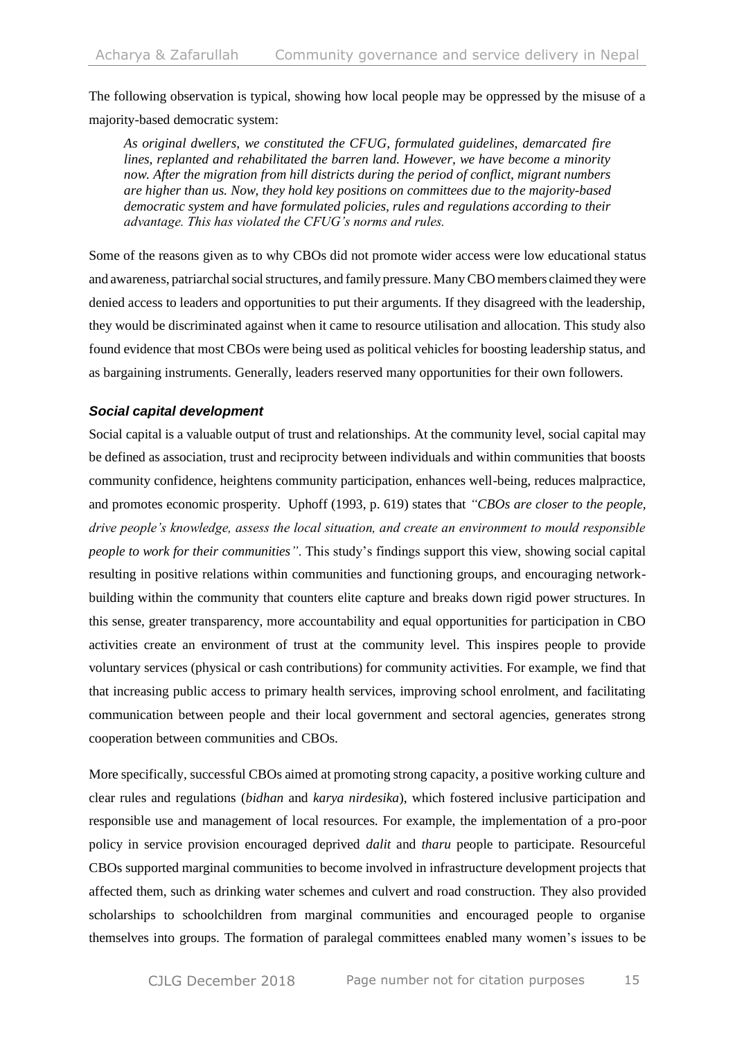The following observation is typical, showing how local people may be oppressed by the misuse of a majority-based democratic system:

> *As original dwellers, we constituted the CFUG, formulated guidelines, demarcated fire lines, replanted and rehabilitated the barren land. However, we have become a minority now. After the migration from hill districts during the period of conflict, migrant numbers are higher than us. Now, they hold key positions on committees due to the majority-based democratic system and have formulated policies, rules and regulations according to their advantage. This has violated the CFUG's norms and rules.*

Some of the reasons given as to why CBOs did not promote wider access were low educational status and awareness, patriarchal social structures, and family pressure. Many CBO members claimed they were denied access to leaders and opportunities to put their arguments. If they disagreed with the leadership, they would be discriminated against when it came to resource utilisation and allocation. This study also found evidence that most CBOs were being used as political vehicles for boosting leadership status, and as bargaining instruments. Generally, leaders reserved many opportunities for their own followers.

### *Social capital development*

Social capital is a valuable output of trust and relationships. At the community level, social capital may be defined as association, trust and reciprocity between individuals and within communities that boosts community confidence, heightens community participation, enhances well-being, reduces malpractice, and promotes economic prosperity. Uphoff (1993, p. 619) states that *"CBOs are closer to the people, drive people's knowledge, assess the local situation, and create an environment to mould responsible people to work for their communities"*. This study's findings support this view, showing social capital resulting in positive relations within communities and functioning groups, and encouraging network-building within the community that counters elite capture and breaks down rigid power structures. In this sense, greater transparency, more accountability and equal opportunities for participation in CBO activities create an environment of trust at the community level. This inspires people to provide voluntary services (physical or cash contributions) for community activities. For example, we find that that increasing public access to primary health services, improving school enrolment, and facilitating communication between people and their local government and sectoral agencies, generates strong cooperation between communities and CBOs.

More specifically, successful CBOs aimed at promoting strong capacity, a positive working culture and clear rules and regulations (*bidhan* and *karya nirdesika*), which fostered inclusive participation and responsible use and management of local resources. For example, the implementation of a pro-poor policy in service provision encouraged deprived *dalit* and *tharu* people to participate. Resourceful CBOs supported marginal communities to become involved in infrastructure development projects that affected them, such as drinking water schemes and culvert and road construction. They also provided scholarships to schoolchildren from marginal communities and encouraged people to organise themselves into groups. The formation of paralegal committees enabled many women's issues to be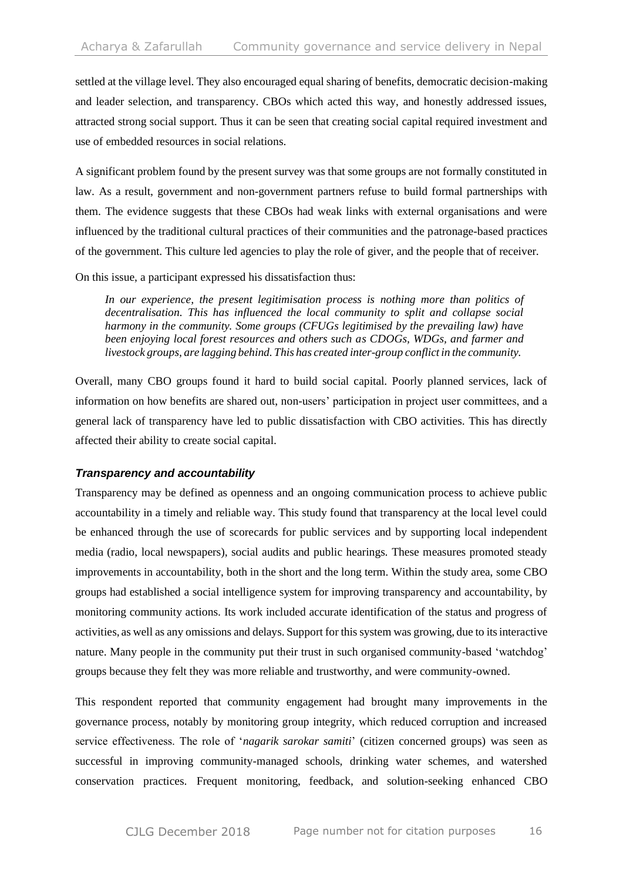settled at the village level. They also encouraged equal sharing of benefits, democratic decision-making and leader selection, and transparency. CBOs which acted this way, and honestly addressed issues, attracted strong social support. Thus it can be seen that creating social capital required investment and use of embedded resources in social relations.

A significant problem found by the present survey was that some groups are not formally constituted in law. As a result, government and non-government partners refuse to build formal partnerships with them. The evidence suggests that these CBOs had weak links with external organisations and were influenced by the traditional cultural practices of their communities and the patronage-based practices of the government. This culture led agencies to play the role of giver, and the people that of receiver.

On this issue, a participant expressed his dissatisfaction thus:

> *In our experience, the present legitimisation process is nothing more than politics of decentralisation. This has influenced the local community to split and collapse social harmony in the community. Some groups (CFUGs legitimised by the prevailing law) have been enjoying local forest resources and others such as CDOGs, WDGs, and farmer and livestock groups, are lagging behind. This has created inter-group conflict in the community.*

Overall, many CBO groups found it hard to build social capital. Poorly planned services, lack of information on how benefits are shared out, non-users' participation in project user committees, and a general lack of transparency have led to public dissatisfaction with CBO activities. This has directly affected their ability to create social capital.

### *Transparency and accountability*

Transparency may be defined as openness and an ongoing communication process to achieve public accountability in a timely and reliable way. This study found that transparency at the local level could be enhanced through the use of scorecards for public services and by supporting local independent media (radio, local newspapers), social audits and public hearings. These measures promoted steady improvements in accountability, both in the short and the long term. Within the study area, some CBO groups had established a social intelligence system for improving transparency and accountability, by monitoring community actions. Its work included accurate identification of the status and progress of activities, as well as any omissions and delays. Support for this system was growing, due to its interactive nature. Many people in the community put their trust in such organised community-based 'watchdog' groups because they felt they was more reliable and trustworthy, and were community-owned.

This respondent reported that community engagement had brought many improvements in the governance process, notably by monitoring group integrity, which reduced corruption and increased service effectiveness. The role of '*nagarik sarokar samiti*' (citizen concerned groups) was seen as successful in improving community-managed schools, drinking water schemes, and watershed conservation practices. Frequent monitoring, feedback, and solution-seeking enhanced CBO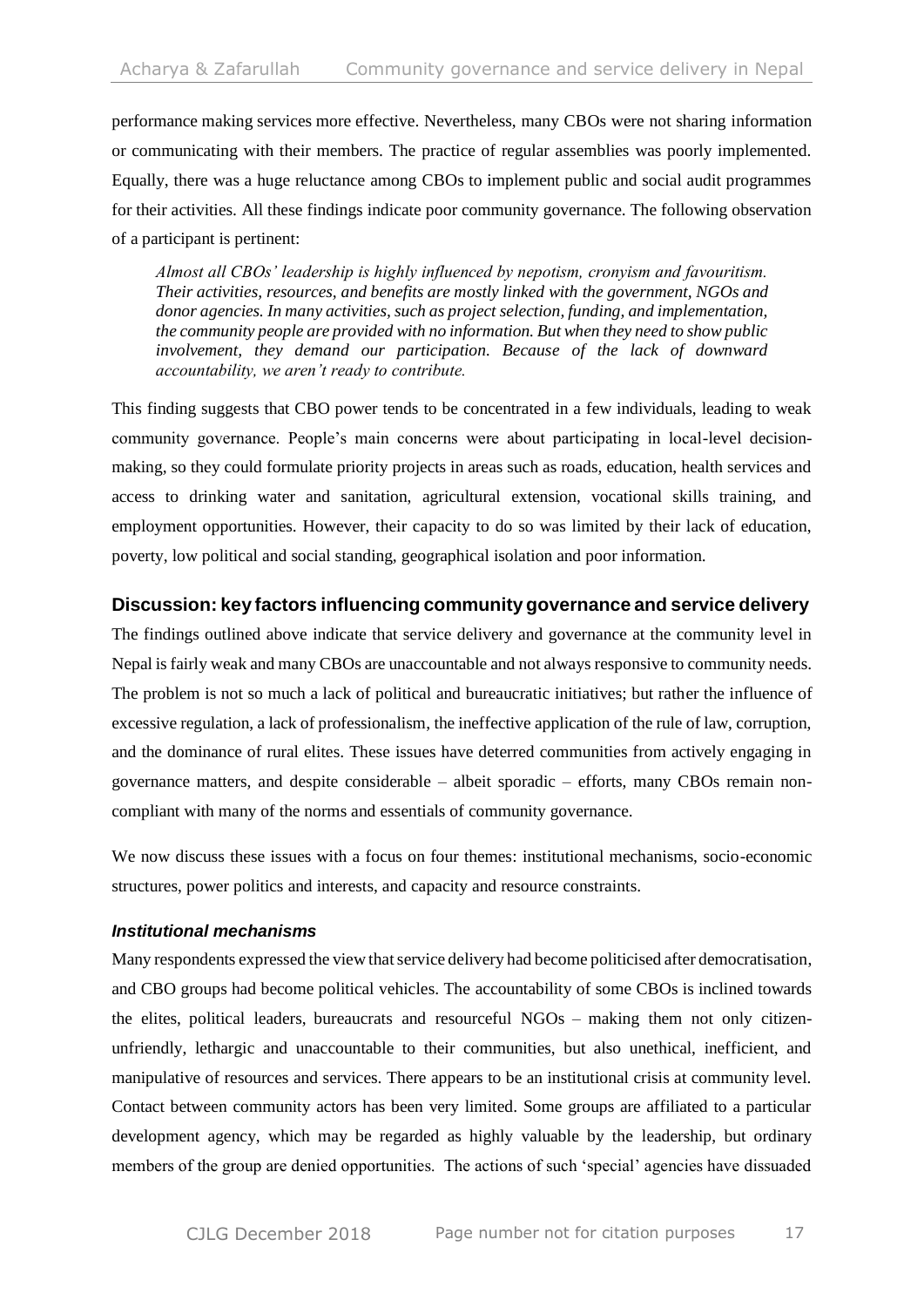performance making services more effective. Nevertheless, many CBOs were not sharing information or communicating with their members. The practice of regular assemblies was poorly implemented. Equally, there was a huge reluctance among CBOs to implement public and social audit programmes for their activities. All these findings indicate poor community governance. The following observation of a participant is pertinent:

> *Almost all CBOs' leadership is highly influenced by nepotism, cronyism and favouritism. Their activities, resources, and benefits are mostly linked with the government, NGOs and donor agencies. In many activities, such as project selection, funding, and implementation, the community people are provided with no information. But when they need to show public involvement, they demand our participation. Because of the lack of downward accountability, we aren't ready to contribute.*

This finding suggests that CBO power tends to be concentrated in a few individuals, leading to weak community governance. People's main concerns were about participating in local-level decision-making, so they could formulate priority projects in areas such as roads, education, health services and access to drinking water and sanitation, agricultural extension, vocational skills training, and employment opportunities. However, their capacity to do so was limited by their lack of education, poverty, low political and social standing, geographical isolation and poor information.

## Discussion: key factors influencing community governance and service delivery

The findings outlined above indicate that service delivery and governance at the community level in Nepal is fairly weak and many CBOs are unaccountable and not always responsive to community needs. The problem is not so much a lack of political and bureaucratic initiatives; but rather the influence of excessive regulation, a lack of professionalism, the ineffective application of the rule of law, corruption, and the dominance of rural elites. These issues have deterred communities from actively engaging in governance matters, and despite considerable – albeit sporadic – efforts, many CBOs remain non-compliant with many of the norms and essentials of community governance.

We now discuss these issues with a focus on four themes: institutional mechanisms, socio-economic structures, power politics and interests, and capacity and resource constraints.

### *Institutional mechanisms*

Many respondents expressed the view that service delivery had become politicised after democratisation, and CBO groups had become political vehicles. The accountability of some CBOs is inclined towards the elites, political leaders, bureaucrats and resourceful NGOs – making them not only citizen-unfriendly, lethargic and unaccountable to their communities, but also unethical, inefficient, and manipulative of resources and services. There appears to be an institutional crisis at community level. Contact between community actors has been very limited. Some groups are affiliated to a particular development agency, which may be regarded as highly valuable by the leadership, but ordinary members of the group are denied opportunities. The actions of such 'special' agencies have dissuaded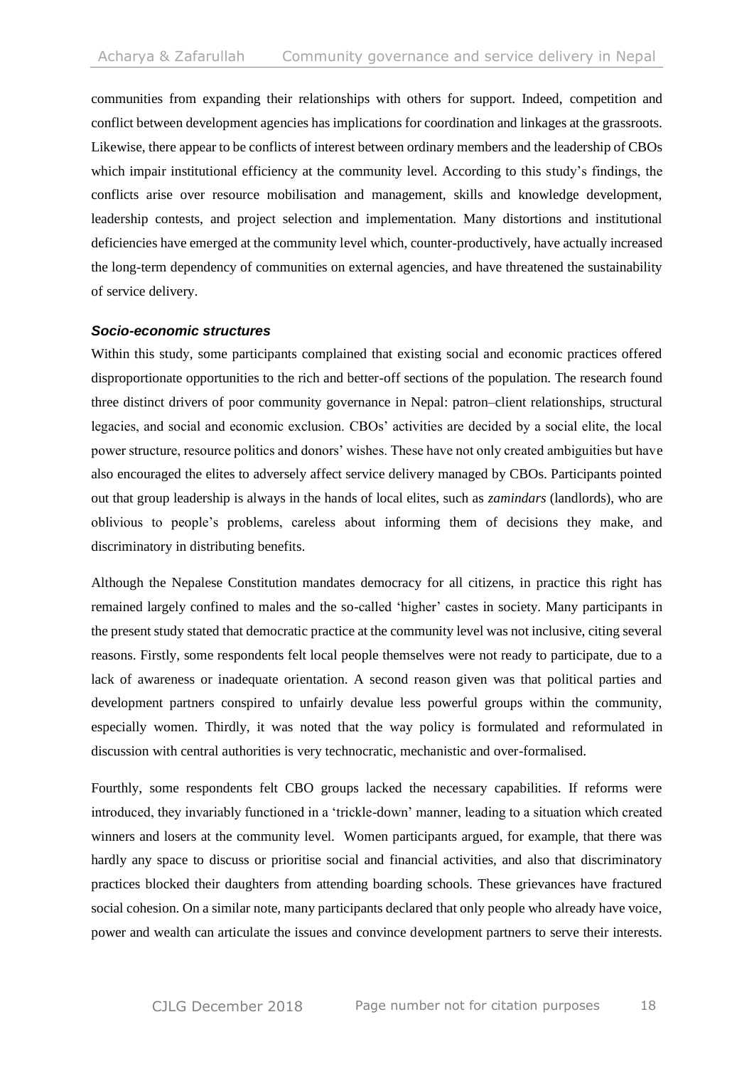communities from expanding their relationships with others for support. Indeed, competition and conflict between development agencies has implications for coordination and linkages at the grassroots. Likewise, there appear to be conflicts of interest between ordinary members and the leadership of CBOs which impair institutional efficiency at the community level. According to this study's findings, the conflicts arise over resource mobilisation and management, skills and knowledge development, leadership contests, and project selection and implementation. Many distortions and institutional deficiencies have emerged at the community level which, counter-productively, have actually increased the long-term dependency of communities on external agencies, and have threatened the sustainability of service delivery.

### *Socio-economic structures*

Within this study, some participants complained that existing social and economic practices offered disproportionate opportunities to the rich and better-off sections of the population. The research found three distinct drivers of poor community governance in Nepal: patron–client relationships, structural legacies, and social and economic exclusion. CBOs' activities are decided by a social elite, the local power structure, resource politics and donors' wishes. These have not only created ambiguities but have also encouraged the elites to adversely affect service delivery managed by CBOs. Participants pointed out that group leadership is always in the hands of local elites, such as *zamindars* (landlords), who are oblivious to people's problems, careless about informing them of decisions they make, and discriminatory in distributing benefits.

Although the Nepalese Constitution mandates democracy for all citizens, in practice this right has remained largely confined to males and the so-called 'higher' castes in society. Many participants in the present study stated that democratic practice at the community level was not inclusive, citing several reasons. Firstly, some respondents felt local people themselves were not ready to participate, due to a lack of awareness or inadequate orientation. A second reason given was that political parties and development partners conspired to unfairly devalue less powerful groups within the community, especially women. Thirdly, it was noted that the way policy is formulated and reformulated in discussion with central authorities is very technocratic, mechanistic and over-formalised.

Fourthly, some respondents felt CBO groups lacked the necessary capabilities. If reforms were introduced, they invariably functioned in a 'trickle-down' manner, leading to a situation which created winners and losers at the community level. Women participants argued, for example, that there was hardly any space to discuss or prioritise social and financial activities, and also that discriminatory practices blocked their daughters from attending boarding schools. These grievances have fractured social cohesion. On a similar note, many participants declared that only people who already have voice, power and wealth can articulate the issues and convince development partners to serve their interests.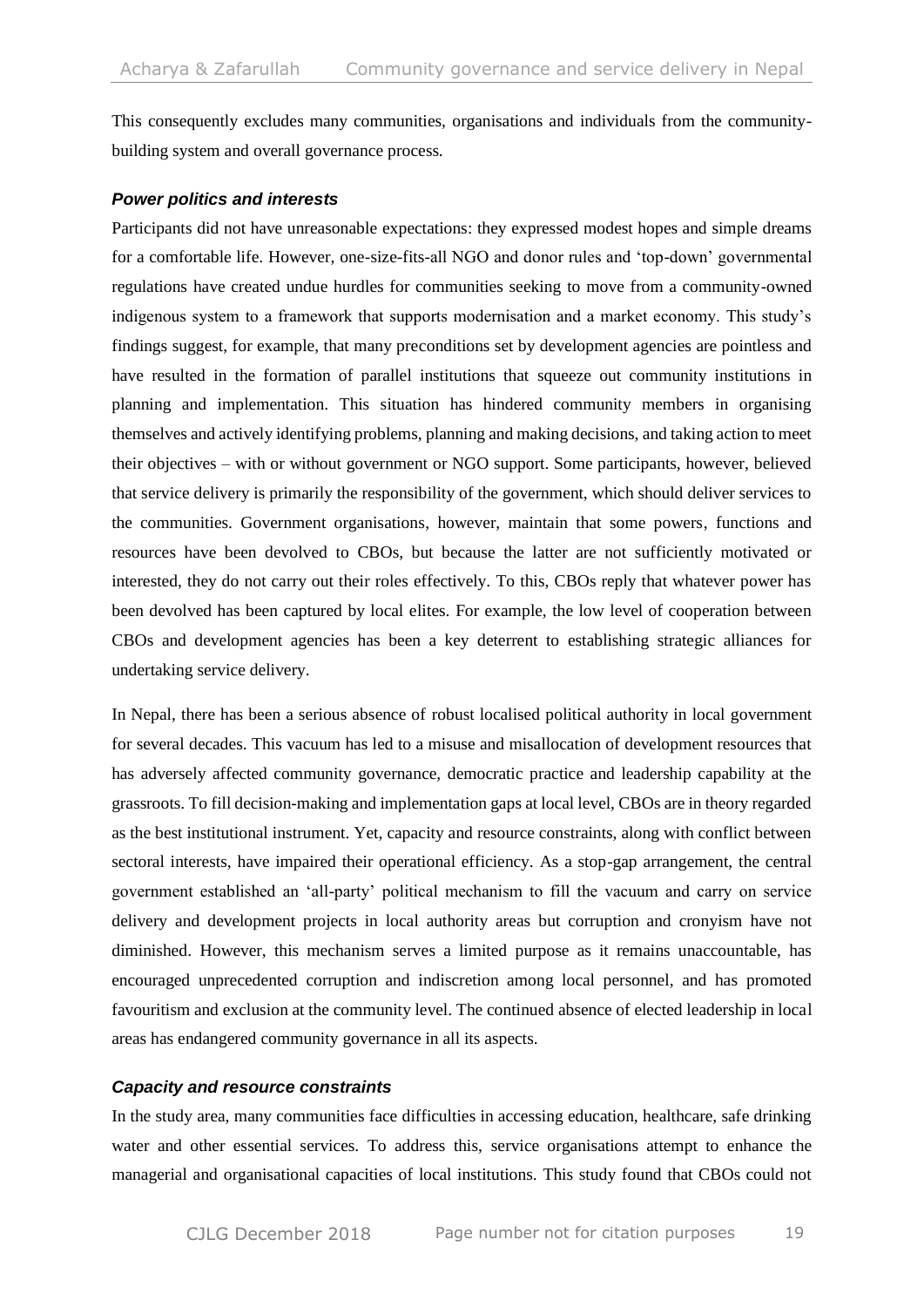This consequently excludes many communities, organisations and individuals from the community-building system and overall governance process.

### *Power politics and interests*

Participants did not have unreasonable expectations: they expressed modest hopes and simple dreams for a comfortable life. However, one-size-fits-all NGO and donor rules and 'top-down' governmental regulations have created undue hurdles for communities seeking to move from a community-owned indigenous system to a framework that supports modernisation and a market economy. This study's findings suggest, for example, that many preconditions set by development agencies are pointless and have resulted in the formation of parallel institutions that squeeze out community institutions in planning and implementation. This situation has hindered community members in organising themselves and actively identifying problems, planning and making decisions, and taking action to meet their objectives – with or without government or NGO support. Some participants, however, believed that service delivery is primarily the responsibility of the government, which should deliver services to the communities. Government organisations, however, maintain that some powers, functions and resources have been devolved to CBOs, but because the latter are not sufficiently motivated or interested, they do not carry out their roles effectively. To this, CBOs reply that whatever power has been devolved has been captured by local elites. For example, the low level of cooperation between CBOs and development agencies has been a key deterrent to establishing strategic alliances for undertaking service delivery.

In Nepal, there has been a serious absence of robust localised political authority in local government for several decades. This vacuum has led to a misuse and misallocation of development resources that has adversely affected community governance, democratic practice and leadership capability at the grassroots. To fill decision-making and implementation gaps at local level, CBOs are in theory regarded as the best institutional instrument. Yet, capacity and resource constraints, along with conflict between sectoral interests, have impaired their operational efficiency. As a stop-gap arrangement, the central government established an 'all-party' political mechanism to fill the vacuum and carry on service delivery and development projects in local authority areas but corruption and cronyism have not diminished. However, this mechanism serves a limited purpose as it remains unaccountable, has encouraged unprecedented corruption and indiscretion among local personnel, and has promoted favouritism and exclusion at the community level. The continued absence of elected leadership in local areas has endangered community governance in all its aspects.

### *Capacity and resource constraints*

In the study area, many communities face difficulties in accessing education, healthcare, safe drinking water and other essential services. To address this, service organisations attempt to enhance the managerial and organisational capacities of local institutions. This study found that CBOs could not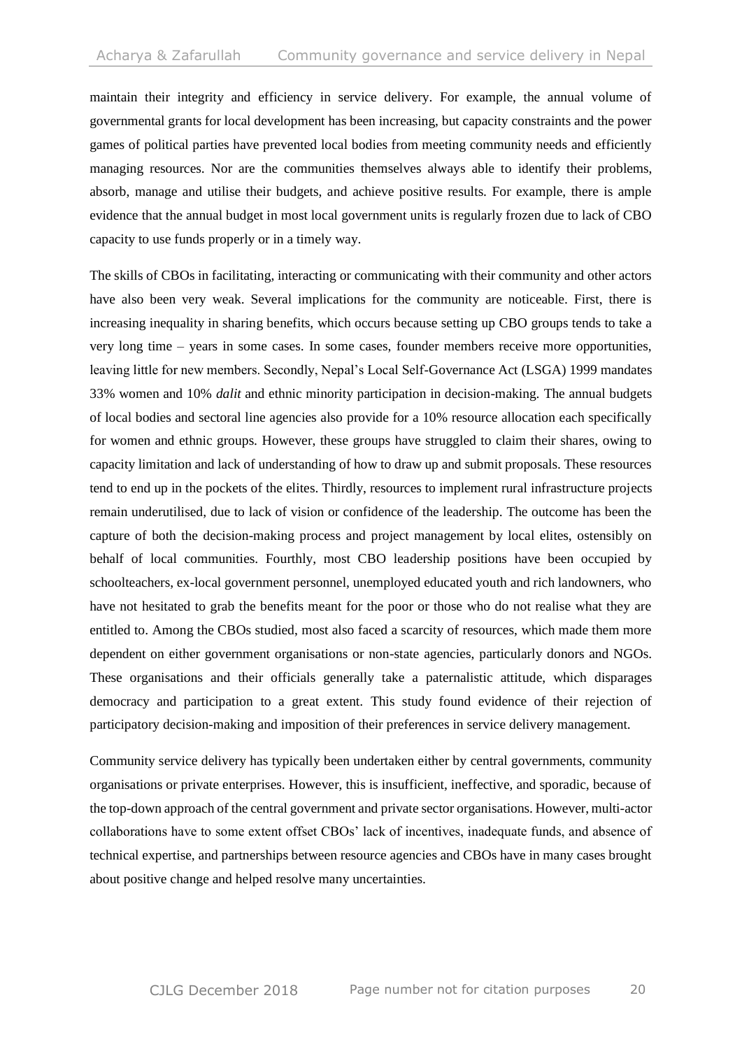maintain their integrity and efficiency in service delivery. For example, the annual volume of governmental grants for local development has been increasing, but capacity constraints and the power games of political parties have prevented local bodies from meeting community needs and efficiently managing resources. Nor are the communities themselves always able to identify their problems, absorb, manage and utilise their budgets, and achieve positive results. For example, there is ample evidence that the annual budget in most local government units is regularly frozen due to lack of CBO capacity to use funds properly or in a timely way.

The skills of CBOs in facilitating, interacting or communicating with their community and other actors have also been very weak. Several implications for the community are noticeable. First, there is increasing inequality in sharing benefits, which occurs because setting up CBO groups tends to take a very long time – years in some cases. In some cases, founder members receive more opportunities, leaving little for new members. Secondly, Nepal's Local Self-Governance Act (LSGA) 1999 mandates 33% women and 10% *dalit* and ethnic minority participation in decision-making. The annual budgets of local bodies and sectoral line agencies also provide for a 10% resource allocation each specifically for women and ethnic groups. However, these groups have struggled to claim their shares, owing to capacity limitation and lack of understanding of how to draw up and submit proposals. These resources tend to end up in the pockets of the elites. Thirdly, resources to implement rural infrastructure projects remain underutilised, due to lack of vision or confidence of the leadership. The outcome has been the capture of both the decision-making process and project management by local elites, ostensibly on behalf of local communities. Fourthly, most CBO leadership positions have been occupied by schoolteachers, ex-local government personnel, unemployed educated youth and rich landowners, who have not hesitated to grab the benefits meant for the poor or those who do not realise what they are entitled to. Among the CBOs studied, most also faced a scarcity of resources, which made them more dependent on either government organisations or non-state agencies, particularly donors and NGOs. These organisations and their officials generally take a paternalistic attitude, which disparages democracy and participation to a great extent. This study found evidence of their rejection of participatory decision-making and imposition of their preferences in service delivery management.

Community service delivery has typically been undertaken either by central governments, community organisations or private enterprises. However, this is insufficient, ineffective, and sporadic, because of the top-down approach of the central government and private sector organisations. However, multi-actor collaborations have to some extent offset CBOs' lack of incentives, inadequate funds, and absence of technical expertise, and partnerships between resource agencies and CBOs have in many cases brought about positive change and helped resolve many uncertainties.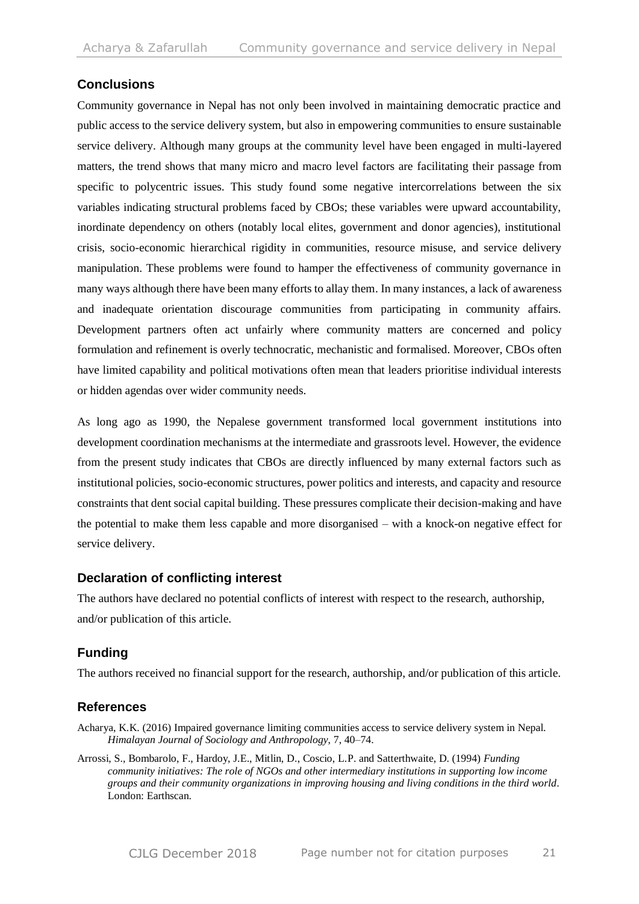## Conclusions

Community governance in Nepal has not only been involved in maintaining democratic practice and public access to the service delivery system, but also in empowering communities to ensure sustainable service delivery. Although many groups at the community level have been engaged in multi-layered matters, the trend shows that many micro and macro level factors are facilitating their passage from specific to polycentric issues. This study found some negative intercorrelations between the six variables indicating structural problems faced by CBOs; these variables were upward accountability, inordinate dependency on others (notably local elites, government and donor agencies), institutional crisis, socio-economic hierarchical rigidity in communities, resource misuse, and service delivery manipulation. These problems were found to hamper the effectiveness of community governance in many ways although there have been many efforts to allay them. In many instances, a lack of awareness and inadequate orientation discourage communities from participating in community affairs. Development partners often act unfairly where community matters are concerned and policy formulation and refinement is overly technocratic, mechanistic and formalised. Moreover, CBOs often have limited capability and political motivations often mean that leaders prioritise individual interests or hidden agendas over wider community needs.

As long ago as 1990, the Nepalese government transformed local government institutions into development coordination mechanisms at the intermediate and grassroots level. However, the evidence from the present study indicates that CBOs are directly influenced by many external factors such as institutional policies, socio-economic structures, power politics and interests, and capacity and resource constraints that dent social capital building. These pressures complicate their decision-making and have the potential to make them less capable and more disorganised – with a knock-on negative effect for service delivery.

## Declaration of conflicting interest

The authors have declared no potential conflicts of interest with respect to the research, authorship, and/or publication of this article.

## Funding

The authors received no financial support for the research, authorship, and/or publication of this article.

## References

Acharya, K.K. (2016) Impaired governance limiting communities access to service delivery system in Nepal. *Himalayan Journal of Sociology and Anthropology*, 7, 40–74.

Arrossi, S., Bombarolo, F., Hardoy, J.E., Mitlin, D., Coscio, L.P. and Satterthwaite, D. (1994) *Funding community initiatives: The role of NGOs and other intermediary institutions in supporting low income groups and their community organizations in improving housing and living conditions in the third world*. London: Earthscan.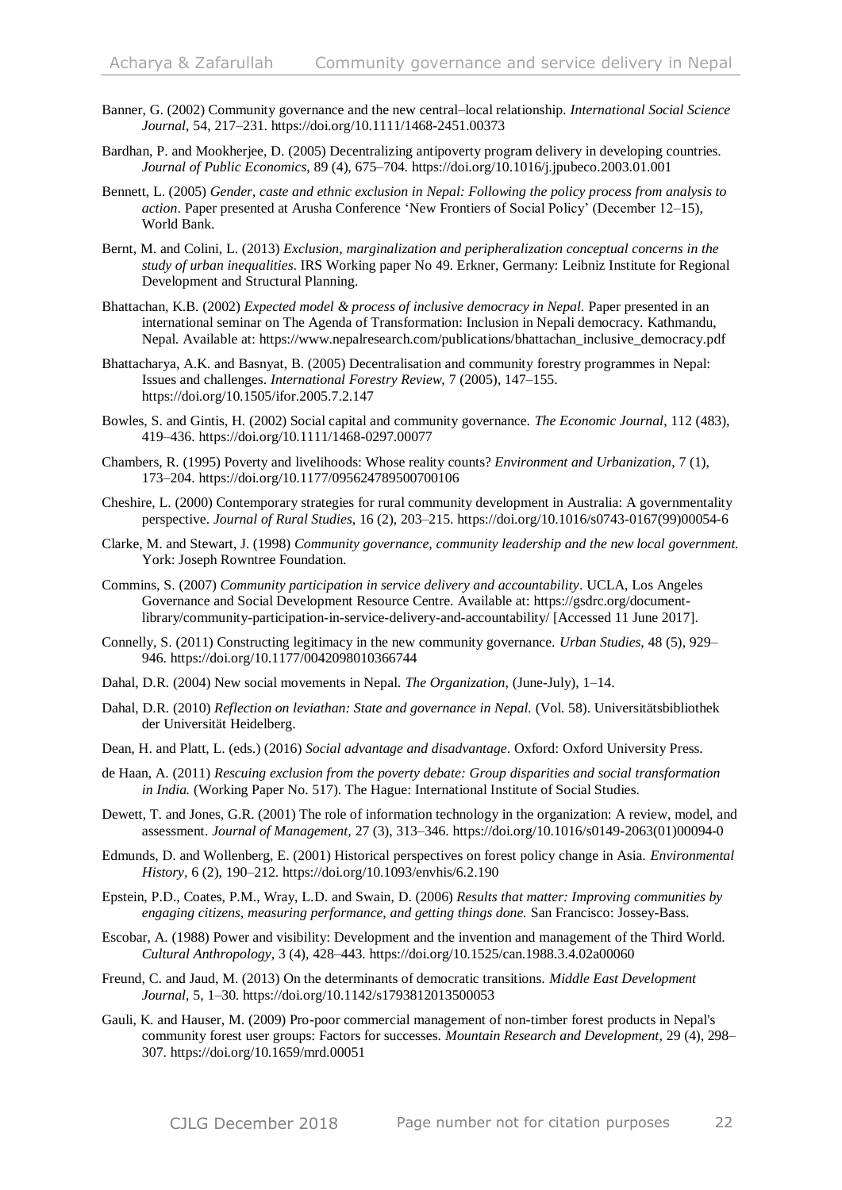Banner, G. (2002) Community governance and the new central–local relationship. *International Social Science Journal*, 54, 217–231. https://doi.org/10.1111/1468-2451.00373

Bardhan, P. and Mookherjee, D. (2005) Decentralizing antipoverty program delivery in developing countries. *Journal of Public Economics*, 89 (4), 675–704. https://doi.org/10.1016/j.jpubeco.2003.01.001

Bennett, L. (2005) *Gender, caste and ethnic exclusion in Nepal: Following the policy process from analysis to action*. Paper presented at Arusha Conference 'New Frontiers of Social Policy' (December 12–15), World Bank.

Bernt, M. and Colini, L. (2013) *Exclusion, marginalization and peripheralization conceptual concerns in the study of urban inequalities*. IRS Working paper No 49. Erkner, Germany: Leibniz Institute for Regional Development and Structural Planning.

Bhattachan, K.B. (2002) *Expected model & process of inclusive democracy in Nepal.* Paper presented in an international seminar on The Agenda of Transformation: Inclusion in Nepali democracy. Kathmandu, Nepal. Available at: https://www.nepalresearch.com/publications/bhattachan_inclusive_democracy.pdf

Bhattacharya, A.K. and Basnyat, B. (2005) Decentralisation and community forestry programmes in Nepal: Issues and challenges. *International Forestry Review*, 7 (2005), 147–155. https://doi.org/10.1505/ifor.2005.7.2.147

Bowles, S. and Gintis, H. (2002) Social capital and community governance. *The Economic Journal*, 112 (483), 419–436. https://doi.org/10.1111/1468-0297.00077

Chambers, R. (1995) Poverty and livelihoods: Whose reality counts? *Environment and Urbanization*, 7 (1), 173–204. https://doi.org/10.1177/095624789500700106

Cheshire, L. (2000) Contemporary strategies for rural community development in Australia: A governmentality perspective. *Journal of Rural Studies*, 16 (2), 203–215. https://doi.org/10.1016/s0743-0167(99)00054-6

Clarke, M. and Stewart, J. (1998) *Community governance, community leadership and the new local government.* York: Joseph Rowntree Foundation.

Commins, S. (2007) *Community participation in service delivery and accountability*. UCLA, Los Angeles Governance and Social Development Resource Centre. Available at: https://gsdrc.org/document-library/community-participation-in-service-delivery-and-accountability/ [Accessed 11 June 2017].

Connelly, S. (2011) Constructing legitimacy in the new community governance. *Urban Studies*, 48 (5), 929–946. https://doi.org/10.1177/0042098010366744

Dahal, D.R. (2004) New social movements in Nepal. *The Organization*, (June-July), 1–14.

Dahal, D.R. (2010) *Reflection on leviathan: State and governance in Nepal.* (Vol. 58). Universitätsbibliothek der Universität Heidelberg.

Dean, H. and Platt, L. (eds.) (2016) *Social advantage and disadvantage*. Oxford: Oxford University Press.

de Haan, A. (2011) *Rescuing exclusion from the poverty debate: Group disparities and social transformation in India.* (Working Paper No. 517). The Hague: International Institute of Social Studies.

Dewett, T. and Jones, G.R. (2001) The role of information technology in the organization: A review, model, and assessment. *Journal of Management*, 27 (3), 313–346. https://doi.org/10.1016/s0149-2063(01)00094-0

Edmunds, D. and Wollenberg, E. (2001) Historical perspectives on forest policy change in Asia. *Environmental History*, 6 (2), 190–212. https://doi.org/10.1093/envhis/6.2.190

Epstein, P.D., Coates, P.M., Wray, L.D. and Swain, D. (2006) *Results that matter: Improving communities by engaging citizens, measuring performance, and getting things done.* San Francisco: Jossey-Bass.

Escobar, A. (1988) Power and visibility: Development and the invention and management of the Third World. *Cultural Anthropology*, 3 (4), 428–443. https://doi.org/10.1525/can.1988.3.4.02a00060

Freund, C. and Jaud, M. (2013) On the determinants of democratic transitions. *Middle East Development Journal*, 5, 1–30. https://doi.org/10.1142/s1793812013500053

Gauli, K. and Hauser, M. (2009) Pro-poor commercial management of non-timber forest products in Nepal's community forest user groups: Factors for successes. *Mountain Research and Development*, 29 (4), 298–307. https://doi.org/10.1659/mrd.00051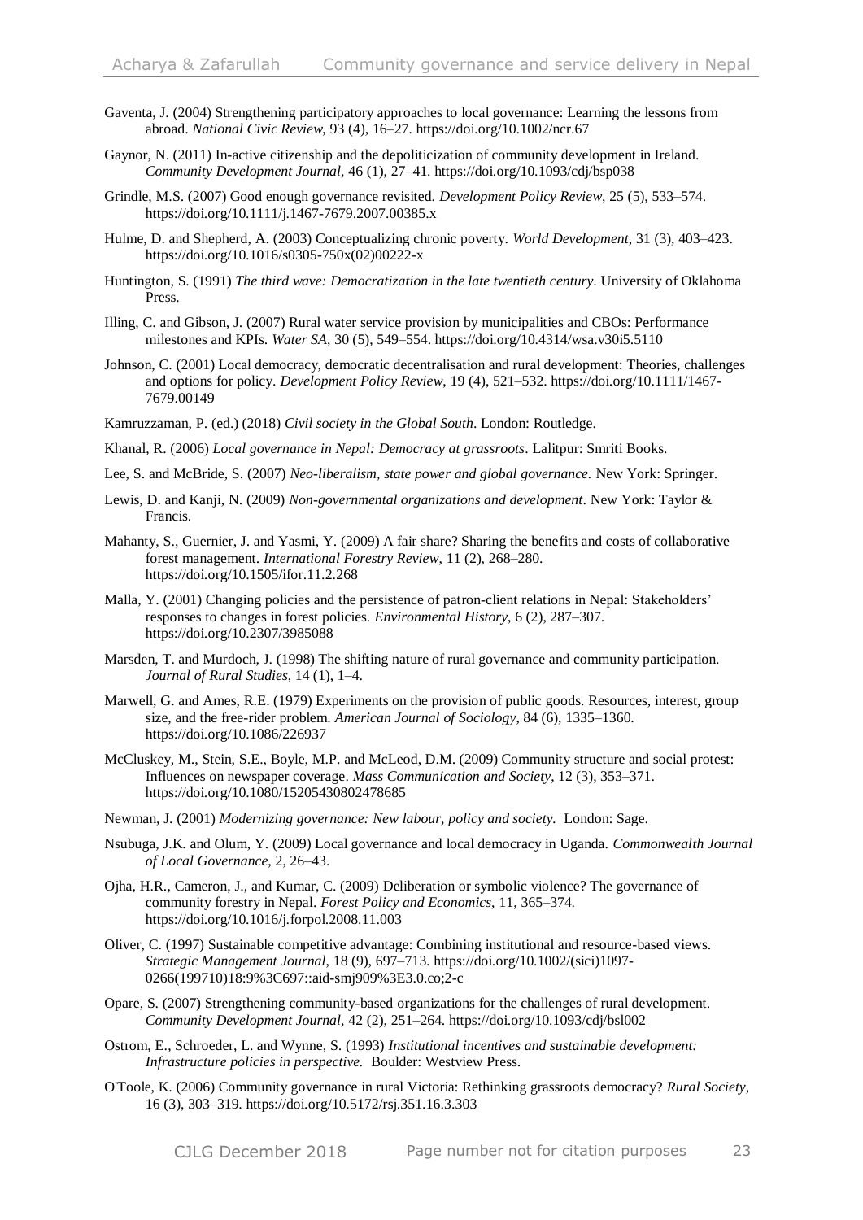Gaventa, J. (2004) Strengthening participatory approaches to local governance: Learning the lessons from abroad. *National Civic Review*, 93 (4), 16–27. https://doi.org/10.1002/ncr.67

Gaynor, N. (2011) In-active citizenship and the depoliticization of community development in Ireland. *Community Development Journal*, 46 (1), 27–41. https://doi.org/10.1093/cdj/bsp038

Grindle, M.S. (2007) Good enough governance revisited. *Development Policy Review*, 25 (5), 533–574. https://doi.org/10.1111/j.1467-7679.2007.00385.x

Hulme, D. and Shepherd, A. (2003) Conceptualizing chronic poverty. *World Development*, 31 (3), 403–423. https://doi.org/10.1016/s0305-750x(02)00222-x

Huntington, S. (1991) *The third wave: Democratization in the late twentieth century*. University of Oklahoma Press.

Illing, C. and Gibson, J. (2007) Rural water service provision by municipalities and CBOs: Performance milestones and KPIs. *Water SA*, 30 (5), 549–554. https://doi.org/10.4314/wsa.v30i5.5110

Johnson, C. (2001) Local democracy, democratic decentralisation and rural development: Theories, challenges and options for policy. *Development Policy Review*, 19 (4), 521–532. https://doi.org/10.1111/1467-7679.00149

Kamruzzaman, P. (ed.) (2018) *Civil society in the Global South*. London: Routledge.

Khanal, R. (2006) *Local governance in Nepal: Democracy at grassroots*. Lalitpur: Smriti Books.

Lee, S. and McBride, S. (2007) *Neo-liberalism, state power and global governance.* New York: Springer.

Lewis, D. and Kanji, N. (2009) *Non-governmental organizations and development*. New York: Taylor & Francis.

Mahanty, S., Guernier, J. and Yasmi, Y. (2009) A fair share? Sharing the benefits and costs of collaborative forest management. *International Forestry Review*, 11 (2), 268–280. https://doi.org/10.1505/ifor.11.2.268

Malla, Y. (2001) Changing policies and the persistence of patron-client relations in Nepal: Stakeholders' responses to changes in forest policies. *Environmental History*, 6 (2), 287–307. https://doi.org/10.2307/3985088

Marsden, T. and Murdoch, J. (1998) The shifting nature of rural governance and community participation. *Journal of Rural Studies*, 14 (1), 1–4.

Marwell, G. and Ames, R.E. (1979) Experiments on the provision of public goods. Resources, interest, group size, and the free-rider problem. *American Journal of Sociology*, 84 (6), 1335–1360. https://doi.org/10.1086/226937

McCluskey, M., Stein, S.E., Boyle, M.P. and McLeod, D.M. (2009) Community structure and social protest: Influences on newspaper coverage. *Mass Communication and Society*, 12 (3), 353–371. https://doi.org/10.1080/15205430802478685

Newman, J. (2001) *Modernizing governance: New labour, policy and society.* London: Sage.

Nsubuga, J.K. and Olum, Y. (2009) Local governance and local democracy in Uganda. *Commonwealth Journal of Local Governance*, 2, 26–43.

Ojha, H.R., Cameron, J., and Kumar, C. (2009) Deliberation or symbolic violence? The governance of community forestry in Nepal. *Forest Policy and Economics*, 11, 365–374. https://doi.org/10.1016/j.forpol.2008.11.003

Oliver, C. (1997) Sustainable competitive advantage: Combining institutional and resource-based views. *Strategic Management Journal*, 18 (9), 697–713. https://doi.org/10.1002/(sici)1097-0266(199710)18:9%3C697::aid-smj909%3E3.0.co;2-c

Opare, S. (2007) Strengthening community-based organizations for the challenges of rural development. *Community Development Journal*, 42 (2), 251–264. https://doi.org/10.1093/cdj/bsl002

Ostrom, E., Schroeder, L. and Wynne, S. (1993) *Institutional incentives and sustainable development: Infrastructure policies in perspective.* Boulder: Westview Press.

O'Toole, K. (2006) Community governance in rural Victoria: Rethinking grassroots democracy? *Rural Society*, 16 (3), 303–319. https://doi.org/10.5172/rsj.351.16.3.303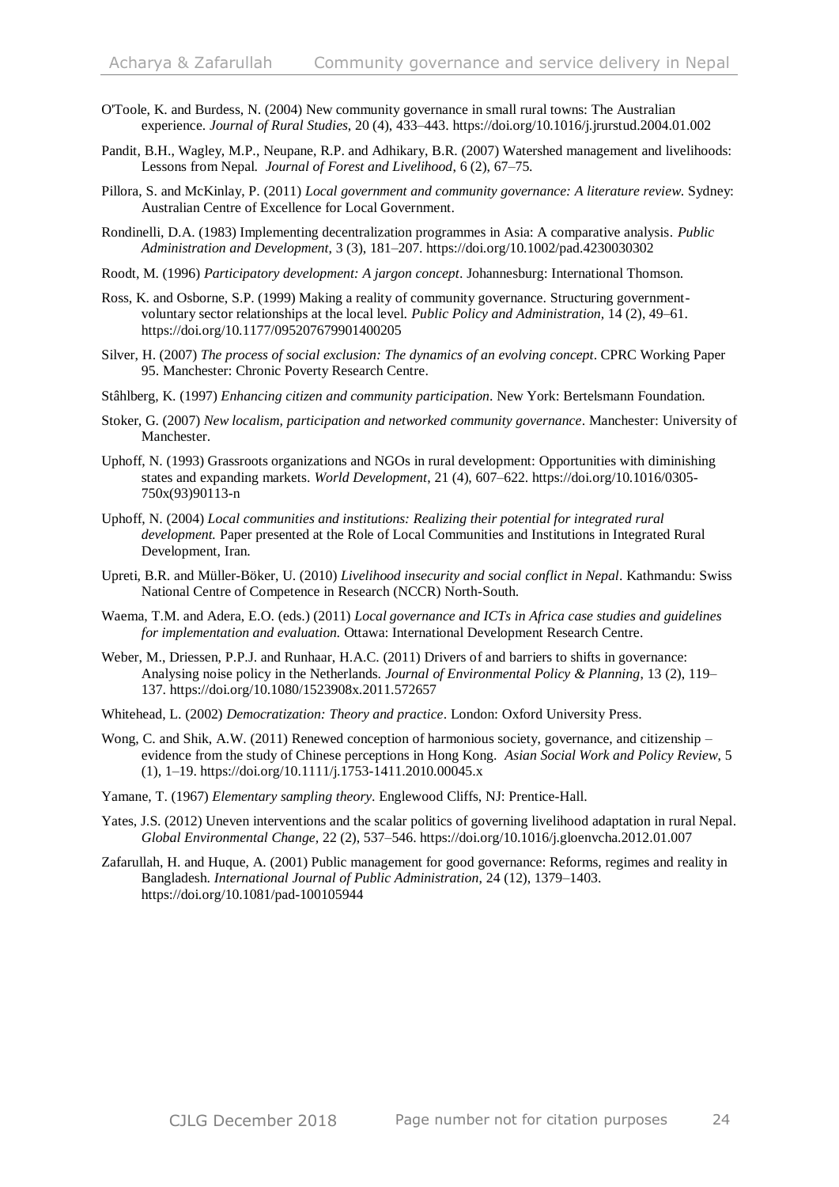O'Toole, K. and Burdess, N. (2004) New community governance in small rural towns: The Australian experience. *Journal of Rural Studies*, 20 (4), 433–443. https://doi.org/10.1016/j.jrurstud.2004.01.002

Pandit, B.H., Wagley, M.P., Neupane, R.P. and Adhikary, B.R. (2007) Watershed management and livelihoods: Lessons from Nepal. *Journal of Forest and Livelihood*, 6 (2), 67–75.

Pillora, S. and McKinlay, P. (2011) *Local government and community governance: A literature review*. Sydney: Australian Centre of Excellence for Local Government.

Rondinelli, D.A. (1983) Implementing decentralization programmes in Asia: A comparative analysis. *Public Administration and Development*, 3 (3), 181–207. https://doi.org/10.1002/pad.4230030302

Roodt, M. (1996) *Participatory development: A jargon concept*. Johannesburg: International Thomson.

Ross, K. and Osborne, S.P. (1999) Making a reality of community governance. Structuring government-voluntary sector relationships at the local level. *Public Policy and Administration,* 14 (2), 49–61. https://doi.org/10.1177/095207679901400205

Silver, H. (2007) *The process of social exclusion: The dynamics of an evolving concept*. CPRC Working Paper 95. Manchester: Chronic Poverty Research Centre.

Stâhlberg, K. (1997) *Enhancing citizen and community participation*. New York: Bertelsmann Foundation.

Stoker, G. (2007) *New localism, participation and networked community governance*. Manchester: University of Manchester.

Uphoff, N. (1993) Grassroots organizations and NGOs in rural development: Opportunities with diminishing states and expanding markets. *World Development*, 21 (4), 607–622. https://doi.org/10.1016/0305-750x(93)90113-n

Uphoff, N. (2004) *Local communities and institutions: Realizing their potential for integrated rural development.* Paper presented at the Role of Local Communities and Institutions in Integrated Rural Development, Iran.

Upreti, B.R. and Müller-Böker, U. (2010) *Livelihood insecurity and social conflict in Nepal*. Kathmandu: Swiss National Centre of Competence in Research (NCCR) North-South.

Waema, T.M. and Adera, E.O. (eds.) (2011) *Local governance and ICTs in Africa case studies and guidelines for implementation and evaluation.* Ottawa: International Development Research Centre.

Weber, M., Driessen, P.P.J. and Runhaar, H.A.C. (2011) Drivers of and barriers to shifts in governance: Analysing noise policy in the Netherlands. *Journal of Environmental Policy & Planning*, 13 (2), 119–137. https://doi.org/10.1080/1523908x.2011.572657

Whitehead, L. (2002) *Democratization: Theory and practice*. London: Oxford University Press.

Wong, C. and Shik, A.W. (2011) Renewed conception of harmonious society, governance, and citizenship – evidence from the study of Chinese perceptions in Hong Kong. *Asian Social Work and Policy Review,* 5 (1), 1–19. https://doi.org/10.1111/j.1753-1411.2010.00045.x

Yamane, T. (1967) *Elementary sampling theory*. Englewood Cliffs, NJ: Prentice-Hall.

Yates, J.S. (2012) Uneven interventions and the scalar politics of governing livelihood adaptation in rural Nepal. *Global Environmental Change,* 22 (2), 537–546. https://doi.org/10.1016/j.gloenvcha.2012.01.007

Zafarullah, H. and Huque, A. (2001) Public management for good governance: Reforms, regimes and reality in Bangladesh. *International Journal of Public Administration*, 24 (12), 1379–1403. https://doi.org/10.1081/pad-100105944